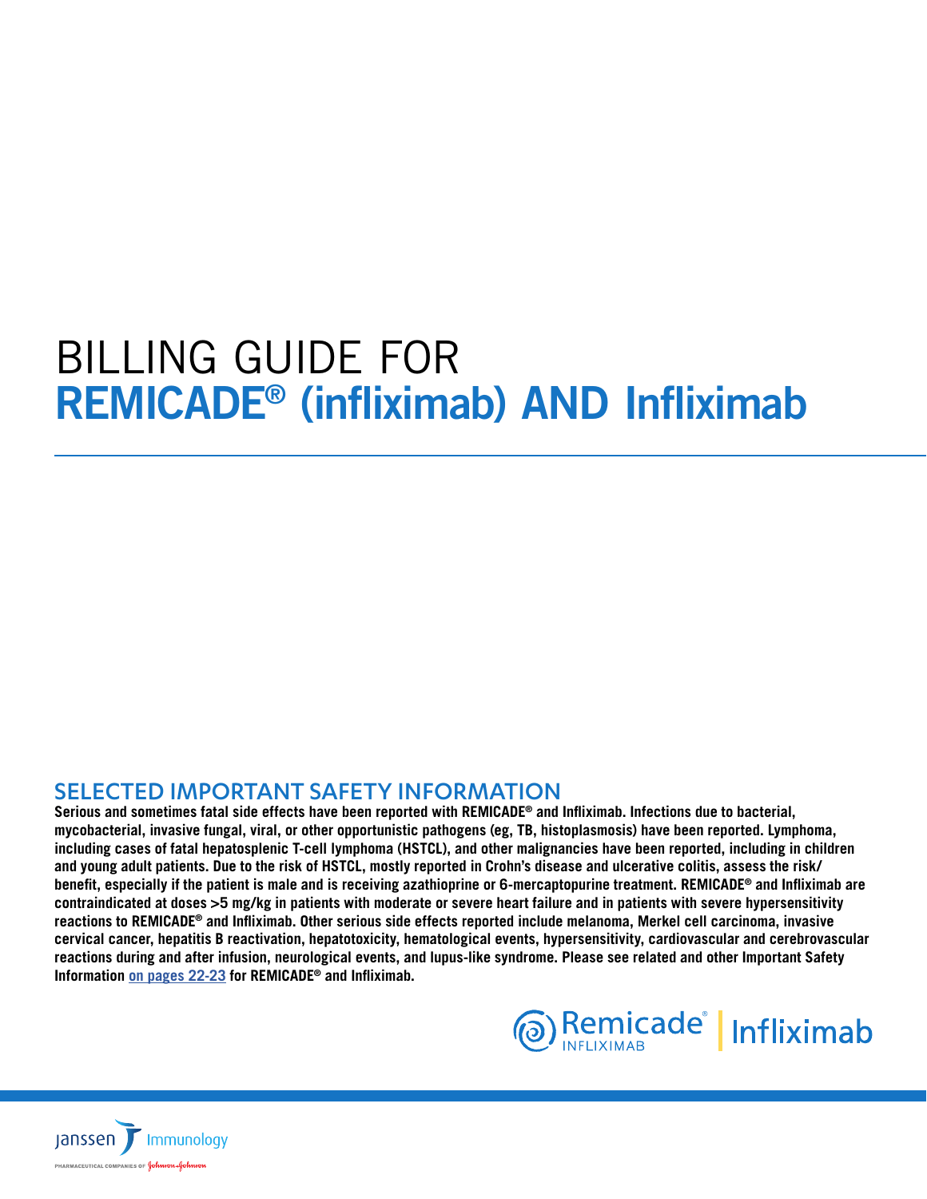# BILLING GUIDE FOR
# REMICADE® (infliximab) AND Infliximab

## SELECTED IMPORTANT SAFETY INFORMATION

**Serious and sometimes fatal side effects have been reported with REMICADE® and Infliximab. Infections due to bacterial, mycobacterial, invasive fungal, viral, or other opportunistic pathogens (eg, TB, histoplasmosis) have been reported. Lymphoma, including cases of fatal hepatosplenic T-cell lymphoma (HSTCL), and other malignancies have been reported, including in children and young adult patients. Due to the risk of HSTCL, mostly reported in Crohn's disease and ulcerative colitis, assess the risk/benefit, especially if the patient is male and is receiving azathioprine or 6-mercaptopurine treatment. REMICADE® and Infliximab are contraindicated at doses >5 mg/kg in patients with moderate or severe heart failure and in patients with severe hypersensitivity reactions to REMICADE® and Infliximab. Other serious side effects reported include melanoma, Merkel cell carcinoma, invasive cervical cancer, hepatitis B reactivation, hepatotoxicity, hematological events, hypersensitivity, cardiovascular and cerebrovascular reactions during and after infusion, neurological events, and lupus-like syndrome. Please see related and other Important Safety Information on pages 22-23 for REMICADE® and Infliximab.**

Remicade® INFLIXIMAB | Infliximab

Janssen Immunology
PHARMACEUTICAL COMPANIES OF Johnson & Johnson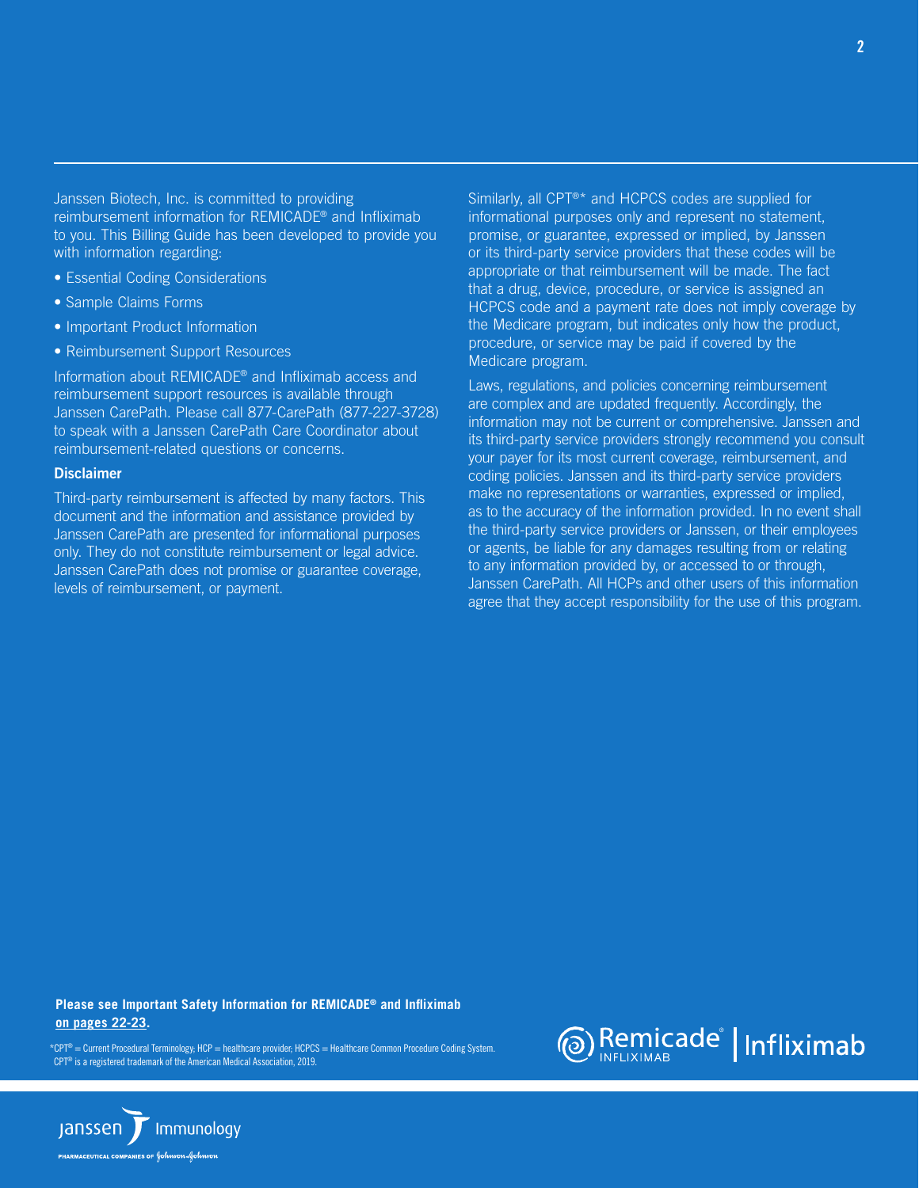Janssen Biotech, Inc. is committed to providing reimbursement information for REMICADE® and Infliximab to you. This Billing Guide has been developed to provide you with information regarding:

- Essential Coding Considerations
- Sample Claims Forms
- Important Product Information
- Reimbursement Support Resources

Information about REMICADE® and Infliximab access and reimbursement support resources is available through Janssen CarePath. Please call 877-CarePath (877-227-3728) to speak with a Janssen CarePath Care Coordinator about reimbursement-related questions or concerns.

**Disclaimer**

Third-party reimbursement is affected by many factors. This document and the information and assistance provided by Janssen CarePath are presented for informational purposes only. They do not constitute reimbursement or legal advice. Janssen CarePath does not promise or guarantee coverage, levels of reimbursement, or payment.

Similarly, all CPT®* and HCPCS codes are supplied for informational purposes only and represent no statement, promise, or guarantee, expressed or implied, by Janssen or its third-party service providers that these codes will be appropriate or that reimbursement will be made. The fact that a drug, device, procedure, or service is assigned an HCPCS code and a payment rate does not imply coverage by the Medicare program, but indicates only how the product, procedure, or service may be paid if covered by the Medicare program.

Laws, regulations, and policies concerning reimbursement are complex and are updated frequently. Accordingly, the information may not be current or comprehensive. Janssen and its third-party service providers strongly recommend you consult your payer for its most current coverage, reimbursement, and coding policies. Janssen and its third-party service providers make no representations or warranties, expressed or implied, as to the accuracy of the information provided. In no event shall the third-party service providers or Janssen, or their employees or agents, be liable for any damages resulting from or relating to any information provided by, or accessed to or through, Janssen CarePath. All HCPs and other users of this information agree that they accept responsibility for the use of this program.

**Please see Important Safety Information for REMICADE® and Infliximab on pages 22-23.**

*CPT® = Current Procedural Terminology; HCP = healthcare provider; HCPCS = Healthcare Common Procedure Coding System. CPT® is a registered trademark of the American Medical Association, 2019.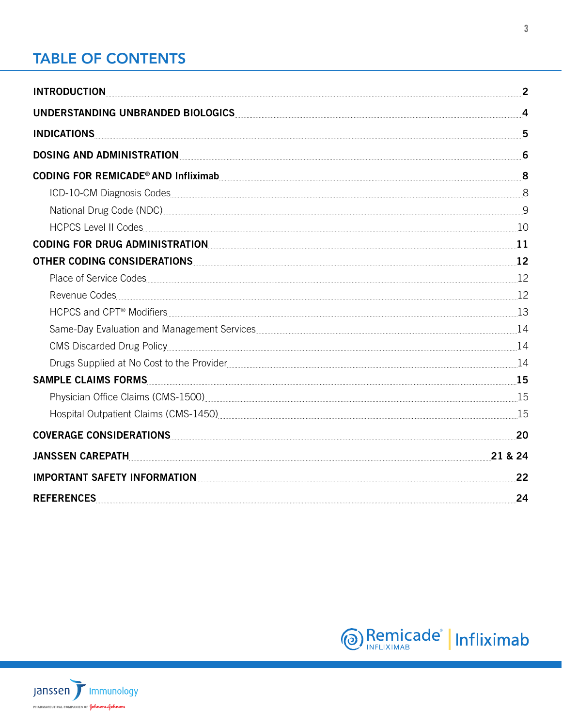# TABLE OF CONTENTS

| | |
|---|---|
| **INTRODUCTION** | **2** |
| **UNDERSTANDING UNBRANDED BIOLOGICS** | **4** |
| **INDICATIONS** | **5** |
| **DOSING AND ADMINISTRATION** | **6** |
| **CODING FOR REMICADE® AND Infliximab** | **8** |
| ICD-10-CM Diagnosis Codes | 8 |
| National Drug Code (NDC) | 9 |
| HCPCS Level II Codes | 10 |
| **CODING FOR DRUG ADMINISTRATION** | **11** |
| **OTHER CODING CONSIDERATIONS** | **12** |
| Place of Service Codes | 12 |
| Revenue Codes | 12 |
| HCPCS and CPT® Modifiers | 13 |
| Same-Day Evaluation and Management Services | 14 |
| CMS Discarded Drug Policy | 14 |
| Drugs Supplied at No Cost to the Provider | 14 |
| **SAMPLE CLAIMS FORMS** | **15** |
| Physician Office Claims (CMS-1500) | 15 |
| Hospital Outpatient Claims (CMS-1450) | 15 |
| **COVERAGE CONSIDERATIONS** | **20** |
| **JANSSEN CAREPATH** | **21 & 24** |
| **IMPORTANT SAFETY INFORMATION** | **22** |
| **REFERENCES** | **24** |

Remicade® INFLIXIMAB | Infliximab

Janssen Immunology
PHARMACEUTICAL COMPANIES OF Johnson & Johnson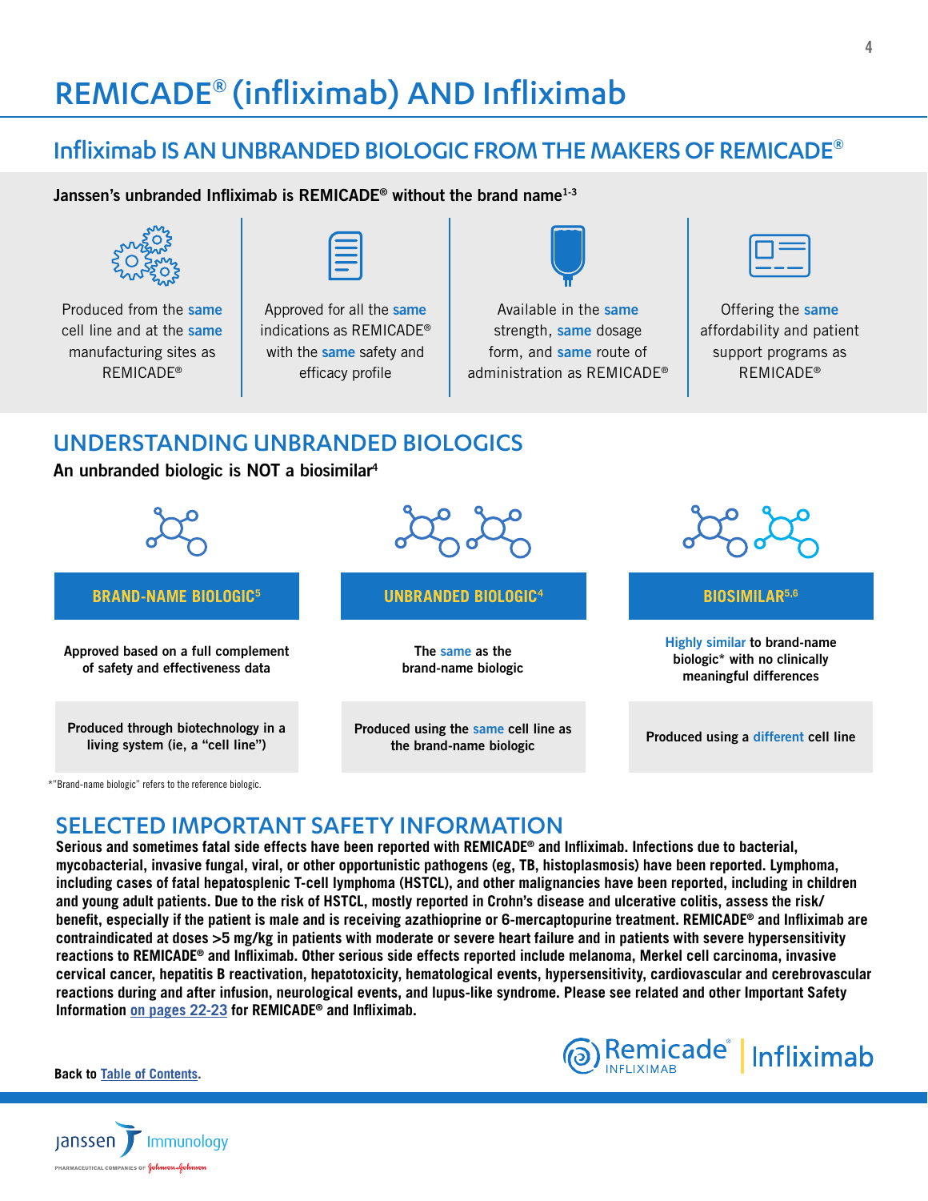# REMICADE® (infliximab) AND Infliximab

## Infliximab IS AN UNBRANDED BIOLOGIC FROM THE MAKERS OF REMICADE®

**Janssen's unbranded Infliximab is REMICADE® without the brand name[1-3]**

- Produced from the **same** cell line and at the **same** manufacturing sites as REMICADE®
- Approved for all the **same** indications as REMICADE® with the **same** safety and efficacy profile
- Available in the **same** strength, **same** dosage form, and **same** route of administration as REMICADE®
- Offering the **same** affordability and patient support programs as REMICADE®

## UNDERSTANDING UNBRANDED BIOLOGICS

**An unbranded biologic is NOT a biosimilar[4]**

| BRAND-NAME BIOLOGIC[5] | UNBRANDED BIOLOGIC[4] | BIOSIMILAR[5,6] |
|---|---|---|
| Approved based on a full complement of safety and effectiveness data | The **same** as the brand-name biologic | **Highly similar** to brand-name biologic* with no clinically meaningful differences |
| Produced through biotechnology in a living system (ie, a "cell line") | Produced using the **same** cell line as the brand-name biologic | Produced using a **different** cell line |

*"Brand-name biologic" refers to the reference biologic.

## SELECTED IMPORTANT SAFETY INFORMATION

**Serious and sometimes fatal side effects have been reported with REMICADE® and Infliximab. Infections due to bacterial, mycobacterial, invasive fungal, viral, or other opportunistic pathogens (eg, TB, histoplasmosis) have been reported. Lymphoma, including cases of fatal hepatosplenic T-cell lymphoma (HSTCL), and other malignancies have been reported, including in children and young adult patients. Due to the risk of HSTCL, mostly reported in Crohn's disease and ulcerative colitis, assess the risk/benefit, especially if the patient is male and is receiving azathioprine or 6-mercaptopurine treatment. REMICADE® and Infliximab are contraindicated at doses >5 mg/kg in patients with moderate or severe heart failure and in patients with severe hypersensitivity reactions to REMICADE® and Infliximab. Other serious side effects reported include melanoma, Merkel cell carcinoma, invasive cervical cancer, hepatitis B reactivation, hepatotoxicity, hematological events, hypersensitivity, cardiovascular and cerebrovascular reactions during and after infusion, neurological events, and lupus-like syndrome. Please see related and other Important Safety Information on pages 22-23 for REMICADE® and Infliximab.**

Back to Table of Contents.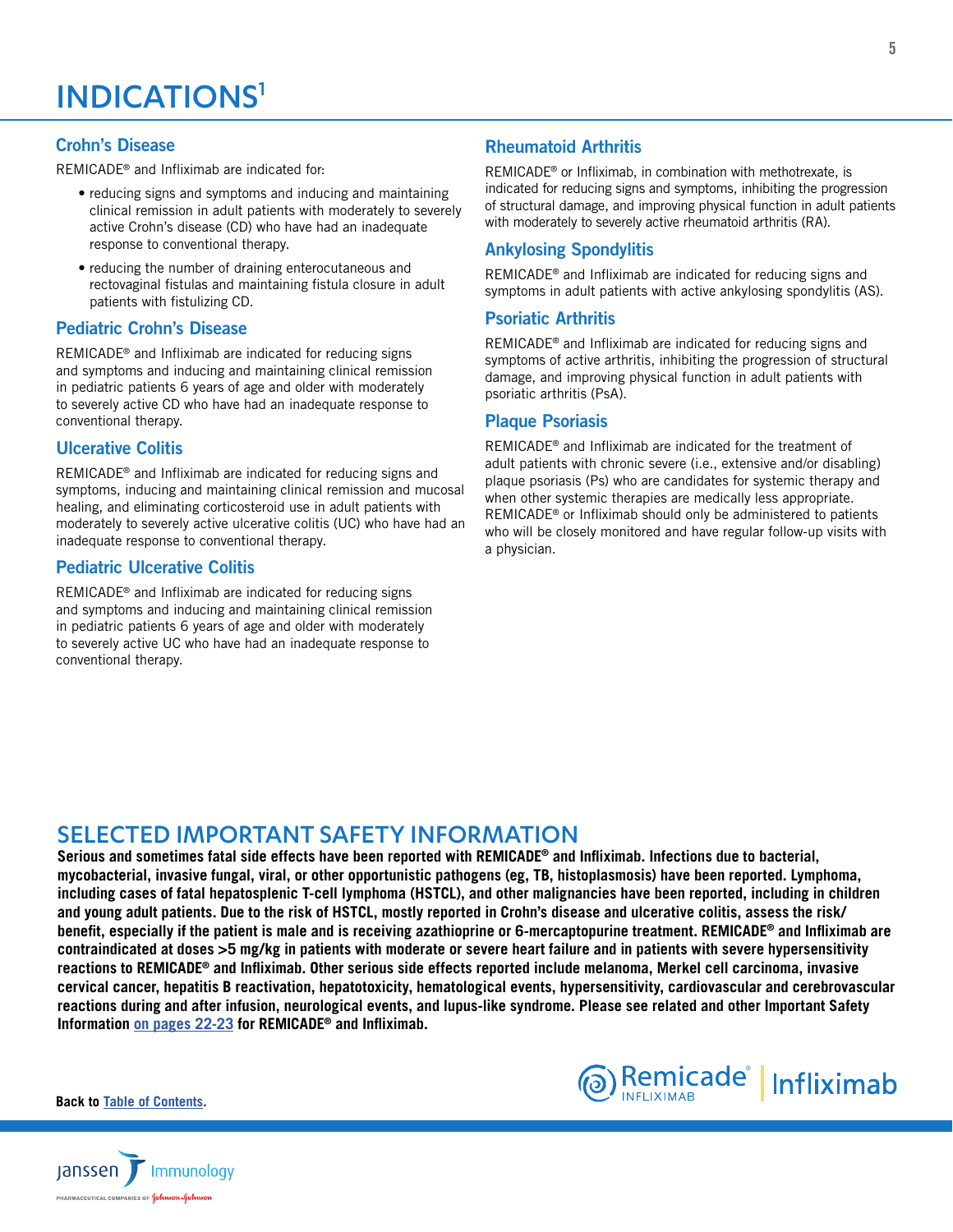# INDICATIONS[1]

### Crohn's Disease

REMICADE® and Infliximab are indicated for:

- reducing signs and symptoms and inducing and maintaining clinical remission in adult patients with moderately to severely active Crohn's disease (CD) who have had an inadequate response to conventional therapy.
- reducing the number of draining enterocutaneous and rectovaginal fistulas and maintaining fistula closure in adult patients with fistulizing CD.

### Pediatric Crohn's Disease

REMICADE® and Infliximab are indicated for reducing signs and symptoms and inducing and maintaining clinical remission in pediatric patients 6 years of age and older with moderately to severely active CD who have had an inadequate response to conventional therapy.

### Ulcerative Colitis

REMICADE® and Infliximab are indicated for reducing signs and symptoms, inducing and maintaining clinical remission and mucosal healing, and eliminating corticosteroid use in adult patients with moderately to severely active ulcerative colitis (UC) who have had an inadequate response to conventional therapy.

### Pediatric Ulcerative Colitis

REMICADE® and Infliximab are indicated for reducing signs and symptoms and inducing and maintaining clinical remission in pediatric patients 6 years of age and older with moderately to severely active UC who have had an inadequate response to conventional therapy.

### Rheumatoid Arthritis

REMICADE® or Infliximab, in combination with methotrexate, is indicated for reducing signs and symptoms, inhibiting the progression of structural damage, and improving physical function in adult patients with moderately to severely active rheumatoid arthritis (RA).

### Ankylosing Spondylitis

REMICADE® and Infliximab are indicated for reducing signs and symptoms in adult patients with active ankylosing spondylitis (AS).

### Psoriatic Arthritis

REMICADE® and Infliximab are indicated for reducing signs and symptoms of active arthritis, inhibiting the progression of structural damage, and improving physical function in adult patients with psoriatic arthritis (PsA).

### Plaque Psoriasis

REMICADE® and Infliximab are indicated for the treatment of adult patients with chronic severe (i.e., extensive and/or disabling) plaque psoriasis (Ps) who are candidates for systemic therapy and when other systemic therapies are medically less appropriate. REMICADE® or Infliximab should only be administered to patients who will be closely monitored and have regular follow-up visits with a physician.

## SELECTED IMPORTANT SAFETY INFORMATION

**Serious and sometimes fatal side effects have been reported with REMICADE® and Infliximab. Infections due to bacterial, mycobacterial, invasive fungal, viral, or other opportunistic pathogens (eg, TB, histoplasmosis) have been reported. Lymphoma, including cases of fatal hepatosplenic T-cell lymphoma (HSTCL), and other malignancies have been reported, including in children and young adult patients. Due to the risk of HSTCL, mostly reported in Crohn's disease and ulcerative colitis, assess the risk/benefit, especially if the patient is male and is receiving azathioprine or 6-mercaptopurine treatment. REMICADE® and Infliximab are contraindicated at doses >5 mg/kg in patients with moderate or severe heart failure and in patients with severe hypersensitivity reactions to REMICADE® and Infliximab. Other serious side effects reported include melanoma, Merkel cell carcinoma, invasive cervical cancer, hepatitis B reactivation, hepatotoxicity, hematological events, hypersensitivity, cardiovascular and cerebrovascular reactions during and after infusion, neurological events, and lupus-like syndrome. Please see related and other Important Safety Information on pages 22-23 for REMICADE® and Infliximab.**

**Back to Table of Contents.**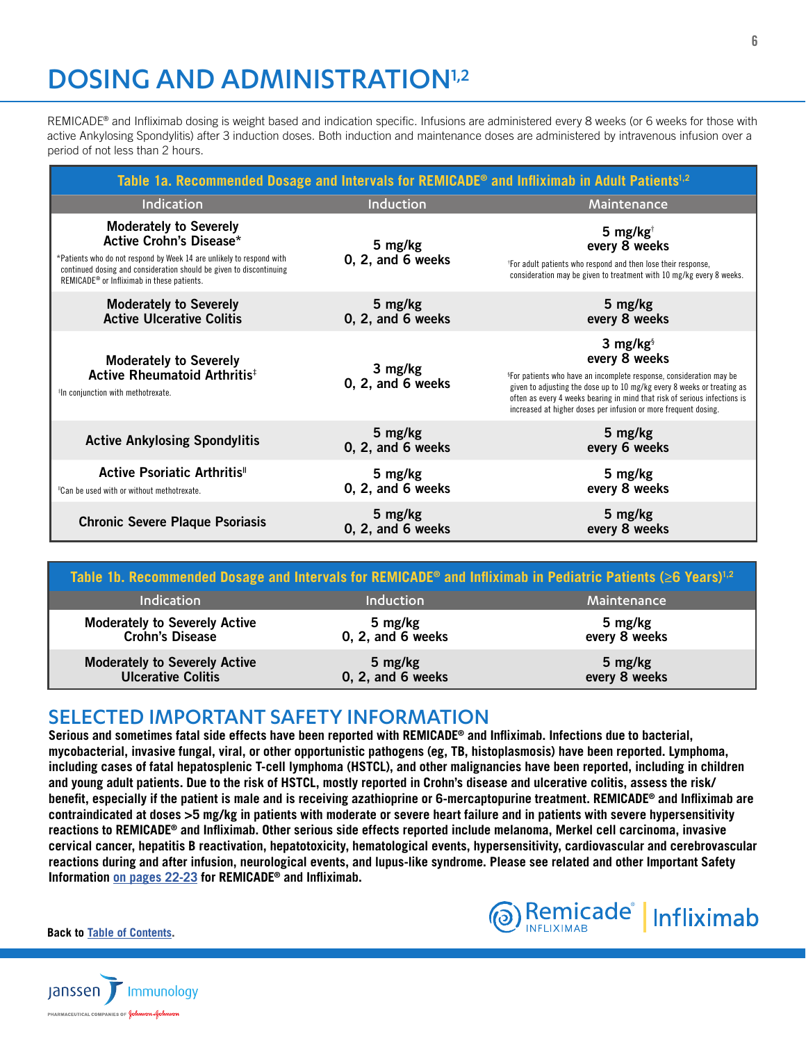# DOSING AND ADMINISTRATION[1,2]

REMICADE® and Infliximab dosing is weight based and indication specific. Infusions are administered every 8 weeks (or 6 weeks for those with active Ankylosing Spondylitis) after 3 induction doses. Both induction and maintenance doses are administered by intravenous infusion over a period of not less than 2 hours.

**Table 1a. Recommended Dosage and Intervals for REMICADE® and Infliximab in Adult Patients[1,2]**

| Indication | Induction | Maintenance |
|---|---|---|
| **Moderately to Severely Active Crohn's Disease*** <br> *Patients who do not respond by Week 14 are unlikely to respond with continued dosing and consideration should be given to discontinuing REMICADE® or Infliximab in these patients. | **5 mg/kg 0, 2, and 6 weeks** | **5 mg/kg† every 8 weeks** <br> †For adult patients who respond and then lose their response, consideration may be given to treatment with 10 mg/kg every 8 weeks. |
| **Moderately to Severely Active Ulcerative Colitis** | **5 mg/kg 0, 2, and 6 weeks** | **5 mg/kg every 8 weeks** |
| **Moderately to Severely Active Rheumatoid Arthritis‡** <br> ‡In conjunction with methotrexate. | **3 mg/kg 0, 2, and 6 weeks** | **3 mg/kg§ every 8 weeks** <br> §For patients who have an incomplete response, consideration may be given to adjusting the dose up to 10 mg/kg every 8 weeks or treating as often as every 4 weeks bearing in mind that risk of serious infections is increased at higher doses per infusion or more frequent dosing. |
| **Active Ankylosing Spondylitis** | **5 mg/kg 0, 2, and 6 weeks** | **5 mg/kg every 6 weeks** |
| **Active Psoriatic Arthritis‖** <br> ‖Can be used with or without methotrexate. | **5 mg/kg 0, 2, and 6 weeks** | **5 mg/kg every 8 weeks** |
| **Chronic Severe Plaque Psoriasis** | **5 mg/kg 0, 2, and 6 weeks** | **5 mg/kg every 8 weeks** |

**Table 1b. Recommended Dosage and Intervals for REMICADE® and Infliximab in Pediatric Patients (≥6 Years)[1,2]**

| Indication | Induction | Maintenance |
|---|---|---|
| **Moderately to Severely Active Crohn's Disease** | **5 mg/kg 0, 2, and 6 weeks** | **5 mg/kg every 8 weeks** |
| **Moderately to Severely Active Ulcerative Colitis** | **5 mg/kg 0, 2, and 6 weeks** | **5 mg/kg every 8 weeks** |

## SELECTED IMPORTANT SAFETY INFORMATION

**Serious and sometimes fatal side effects have been reported with REMICADE® and Infliximab. Infections due to bacterial, mycobacterial, invasive fungal, viral, or other opportunistic pathogens (eg, TB, histoplasmosis) have been reported. Lymphoma, including cases of fatal hepatosplenic T-cell lymphoma (HSTCL), and other malignancies have been reported, including in children and young adult patients. Due to the risk of HSTCL, mostly reported in Crohn's disease and ulcerative colitis, assess the risk/benefit, especially if the patient is male and is receiving azathioprine or 6-mercaptopurine treatment. REMICADE® and Infliximab are contraindicated at doses >5 mg/kg in patients with moderate or severe heart failure and in patients with severe hypersensitivity reactions to REMICADE® and Infliximab. Other serious side effects reported include melanoma, Merkel cell carcinoma, invasive cervical cancer, hepatitis B reactivation, hepatotoxicity, hematological events, hypersensitivity, cardiovascular and cerebrovascular reactions during and after infusion, neurological events, and lupus-like syndrome. Please see related and other Important Safety Information on pages 22-23 for REMICADE® and Infliximab.**

**Back to Table of Contents.**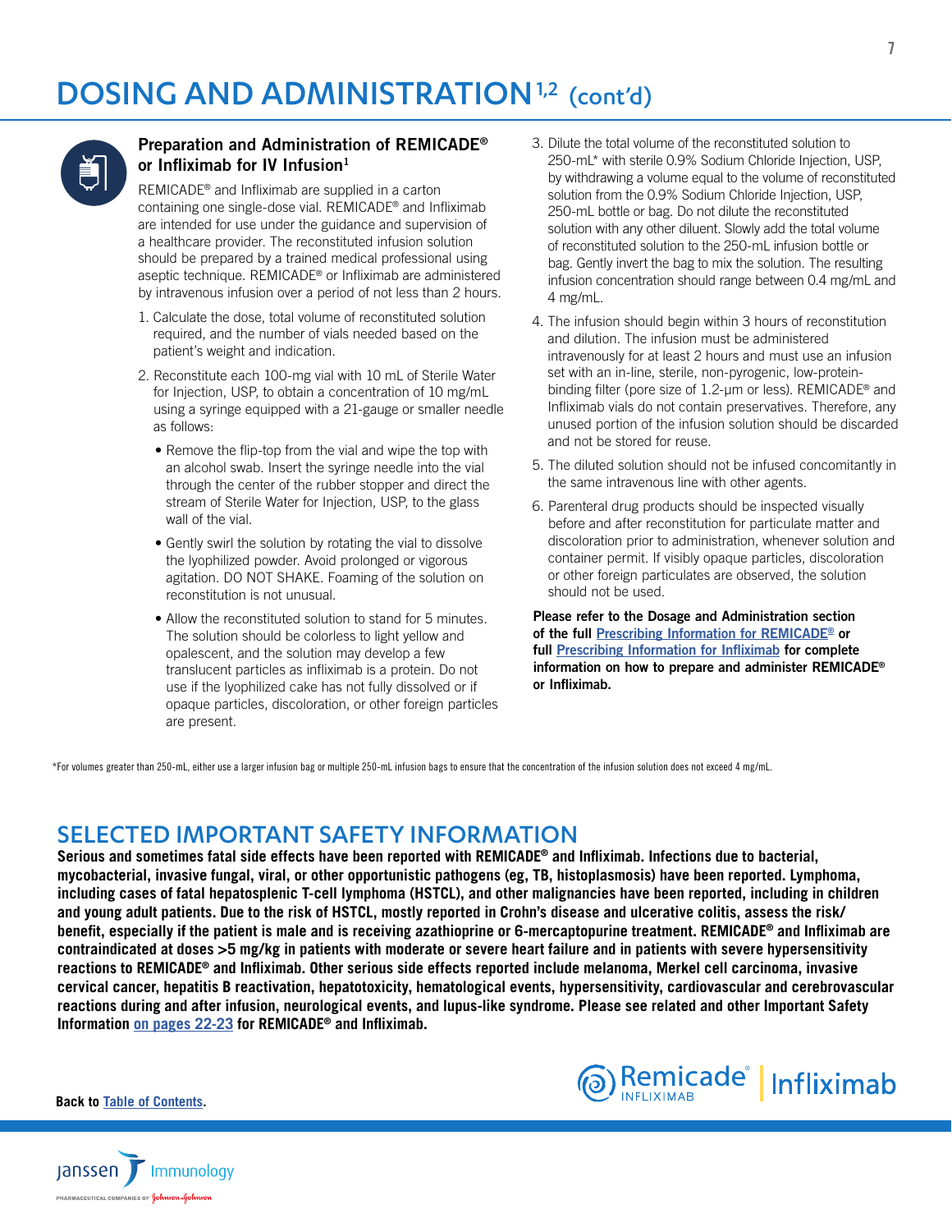# DOSING AND ADMINISTRATION[1,2] (cont'd)

### Preparation and Administration of REMICADE® or Infliximab for IV Infusion[1]

REMICADE® and Infliximab are supplied in a carton containing one single-dose vial. REMICADE® and Infliximab are intended for use under the guidance and supervision of a healthcare provider. The reconstituted infusion solution should be prepared by a trained medical professional using aseptic technique. REMICADE® or Infliximab are administered by intravenous infusion over a period of not less than 2 hours.

1. Calculate the dose, total volume of reconstituted solution required, and the number of vials needed based on the patient's weight and indication.
2. Reconstitute each 100-mg vial with 10 mL of Sterile Water for Injection, USP, to obtain a concentration of 10 mg/mL using a syringe equipped with a 21-gauge or smaller needle as follows:
   - Remove the flip-top from the vial and wipe the top with an alcohol swab. Insert the syringe needle into the vial through the center of the rubber stopper and direct the stream of Sterile Water for Injection, USP, to the glass wall of the vial.
   - Gently swirl the solution by rotating the vial to dissolve the lyophilized powder. Avoid prolonged or vigorous agitation. DO NOT SHAKE. Foaming of the solution on reconstitution is not unusual.
   - Allow the reconstituted solution to stand for 5 minutes. The solution should be colorless to light yellow and opalescent, and the solution may develop a few translucent particles as infliximab is a protein. Do not use if the lyophilized cake has not fully dissolved or if opaque particles, discoloration, or other foreign particles are present.
3. Dilute the total volume of the reconstituted solution to 250-mL* with sterile 0.9% Sodium Chloride Injection, USP, by withdrawing a volume equal to the volume of reconstituted solution from the 0.9% Sodium Chloride Injection, USP, 250-mL bottle or bag. Do not dilute the reconstituted solution with any other diluent. Slowly add the total volume of reconstituted solution to the 250-mL infusion bottle or bag. Gently invert the bag to mix the solution. The resulting infusion concentration should range between 0.4 mg/mL and 4 mg/mL.
4. The infusion should begin within 3 hours of reconstitution and dilution. The infusion must be administered intravenously for at least 2 hours and must use an infusion set with an in-line, sterile, non-pyrogenic, low-protein-binding filter (pore size of 1.2-μm or less). REMICADE® and Infliximab vials do not contain preservatives. Therefore, any unused portion of the infusion solution should be discarded and not be stored for reuse.
5. The diluted solution should not be infused concomitantly in the same intravenous line with other agents.
6. Parenteral drug products should be inspected visually before and after reconstitution for particulate matter and discoloration prior to administration, whenever solution and container permit. If visibly opaque particles, discoloration or other foreign particulates are observed, the solution should not be used.

**Please refer to the Dosage and Administration section of the full Prescribing Information for REMICADE® or full Prescribing Information for Infliximab for complete information on how to prepare and administer REMICADE® or Infliximab.**

*For volumes greater than 250-mL, either use a larger infusion bag or multiple 250-mL infusion bags to ensure that the concentration of the infusion solution does not exceed 4 mg/mL.

## SELECTED IMPORTANT SAFETY INFORMATION

**Serious and sometimes fatal side effects have been reported with REMICADE® and Infliximab. Infections due to bacterial, mycobacterial, invasive fungal, viral, or other opportunistic pathogens (eg, TB, histoplasmosis) have been reported. Lymphoma, including cases of fatal hepatosplenic T-cell lymphoma (HSTCL), and other malignancies have been reported, including in children and young adult patients. Due to the risk of HSTCL, mostly reported in Crohn's disease and ulcerative colitis, assess the risk/benefit, especially if the patient is male and is receiving azathioprine or 6-mercaptopurine treatment. REMICADE® and Infliximab are contraindicated at doses >5 mg/kg in patients with moderate or severe heart failure and in patients with severe hypersensitivity reactions to REMICADE® and Infliximab. Other serious side effects reported include melanoma, Merkel cell carcinoma, invasive cervical cancer, hepatitis B reactivation, hepatotoxicity, hematological events, hypersensitivity, cardiovascular and cerebrovascular reactions during and after infusion, neurological events, and lupus-like syndrome. Please see related and other Important Safety Information on pages 22-23 for REMICADE® and Infliximab.**

**Back to Table of Contents.**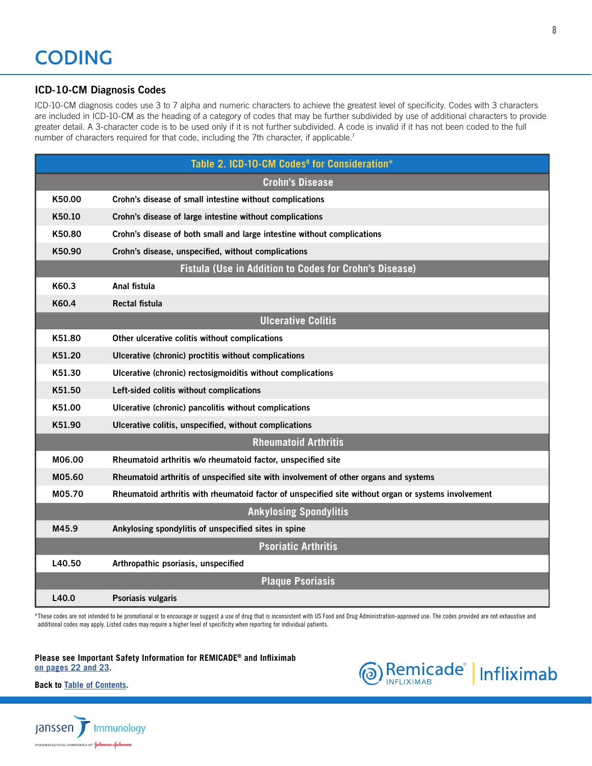# CODING

### ICD-10-CM Diagnosis Codes

ICD-10-CM diagnosis codes use 3 to 7 alpha and numeric characters to achieve the greatest level of specificity. Codes with 3 characters are included in ICD-10-CM as the heading of a category of codes that may be further subdivided by use of additional characters to provide greater detail. A 3-character code is to be used only if it is not further subdivided. A code is invalid if it has not been coded to the full number of characters required for that code, including the 7th character, if applicable.[7]

**Table 2. ICD-10-CM Codes[8] for Consideration***

| Code | Description |
|---|---|
| **Crohn's Disease** | |
| K50.00 | Crohn's disease of small intestine without complications |
| K50.10 | Crohn's disease of large intestine without complications |
| K50.80 | Crohn's disease of both small and large intestine without complications |
| K50.90 | Crohn's disease, unspecified, without complications |
| **Fistula (Use in Addition to Codes for Crohn's Disease)** | |
| K60.3 | Anal fistula |
| K60.4 | Rectal fistula |
| **Ulcerative Colitis** | |
| K51.80 | Other ulcerative colitis without complications |
| K51.20 | Ulcerative (chronic) proctitis without complications |
| K51.30 | Ulcerative (chronic) rectosigmoiditis without complications |
| K51.50 | Left-sided colitis without complications |
| K51.00 | Ulcerative (chronic) pancolitis without complications |
| K51.90 | Ulcerative colitis, unspecified, without complications |
| **Rheumatoid Arthritis** | |
| M06.00 | Rheumatoid arthritis w/o rheumatoid factor, unspecified site |
| M05.60 | Rheumatoid arthritis of unspecified site with involvement of other organs and systems |
| M05.70 | Rheumatoid arthritis with rheumatoid factor of unspecified site without organ or systems involvement |
| **Ankylosing Spondylitis** | |
| M45.9 | Ankylosing spondylitis of unspecified sites in spine |
| **Psoriatic Arthritis** | |
| L40.50 | Arthropathic psoriasis, unspecified |
| **Plaque Psoriasis** | |
| L40.0 | Psoriasis vulgaris |

*These codes are not intended to be promotional or to encourage or suggest a use of drug that is inconsistent with US Food and Drug Administration-approved use. The codes provided are not exhaustive and additional codes may apply. Listed codes may require a higher level of specificity when reporting for individual patients.

**Please see Important Safety Information for REMICADE® and Infliximab on pages 22 and 23.**

**Back to Table of Contents.**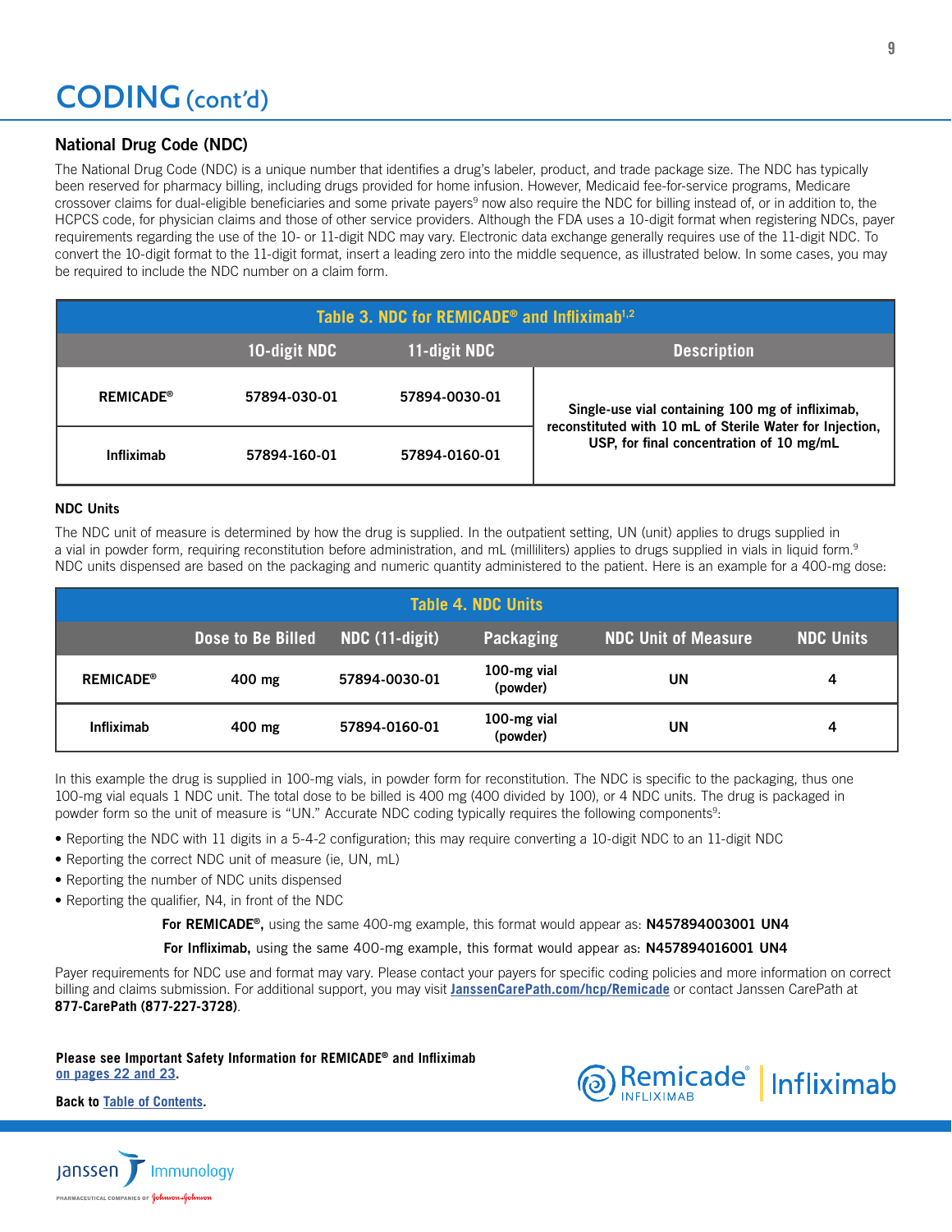# CODING (cont'd)

## National Drug Code (NDC)

The National Drug Code (NDC) is a unique number that identifies a drug's labeler, product, and trade package size. The NDC has typically been reserved for pharmacy billing, including drugs provided for home infusion. However, Medicaid fee-for-service programs, Medicare crossover claims for dual-eligible beneficiaries and some private payers[9] now also require the NDC for billing instead of, or in addition to, the HCPCS code, for physician claims and those of other service providers. Although the FDA uses a 10-digit format when registering NDCs, payer requirements regarding the use of the 10- or 11-digit NDC may vary. Electronic data exchange generally requires use of the 11-digit NDC. To convert the 10-digit format to the 11-digit format, insert a leading zero into the middle sequence, as illustrated below. In some cases, you may be required to include the NDC number on a claim form.

**Table 3. NDC for REMICADE® and Infliximab[1,2]**

| | 10-digit NDC | 11-digit NDC | Description |
|---|---|---|---|
| **REMICADE®** | **57894-030-01** | **57894-0030-01** | **Single-use vial containing 100 mg of infliximab, reconstituted with 10 mL of Sterile Water for Injection, USP, for final concentration of 10 mg/mL** |
| **Infliximab** | **57894-160-01** | **57894-0160-01** | |

### NDC Units

The NDC unit of measure is determined by how the drug is supplied. In the outpatient setting, UN (unit) applies to drugs supplied in a vial in powder form, requiring reconstitution before administration, and mL (milliliters) applies to drugs supplied in vials in liquid form.[9] NDC units dispensed are based on the packaging and numeric quantity administered to the patient. Here is an example for a 400-mg dose:

**Table 4. NDC Units**

| | Dose to Be Billed | NDC (11-digit) | Packaging | NDC Unit of Measure | NDC Units |
|---|---|---|---|---|---|
| **REMICADE®** | **400 mg** | **57894-0030-01** | **100-mg vial (powder)** | **UN** | **4** |
| **Infliximab** | **400 mg** | **57894-0160-01** | **100-mg vial (powder)** | **UN** | **4** |

In this example the drug is supplied in 100-mg vials, in powder form for reconstitution. The NDC is specific to the packaging, thus one 100-mg vial equals 1 NDC unit. The total dose to be billed is 400 mg (400 divided by 100), or 4 NDC units. The drug is packaged in powder form so the unit of measure is "UN." Accurate NDC coding typically requires the following components[9]:

- Reporting the NDC with 11 digits in a 5-4-2 configuration; this may require converting a 10-digit NDC to an 11-digit NDC
- Reporting the correct NDC unit of measure (ie, UN, mL)
- Reporting the number of NDC units dispensed
- Reporting the qualifier, N4, in front of the NDC

**For REMICADE®,** using the same 400-mg example, this format would appear as: **N457894003001 UN4**

**For Infliximab,** using the same 400-mg example, this format would appear as: **N457894016001 UN4**

Payer requirements for NDC use and format may vary. Please contact your payers for specific coding policies and more information on correct billing and claims submission. For additional support, you may visit JanssenCarePath.com/hcp/Remicade or contact Janssen CarePath at **877-CarePath (877-227-3728)**.

**Please see Important Safety Information for REMICADE® and Infliximab on pages 22 and 23.**

**Back to Table of Contents.**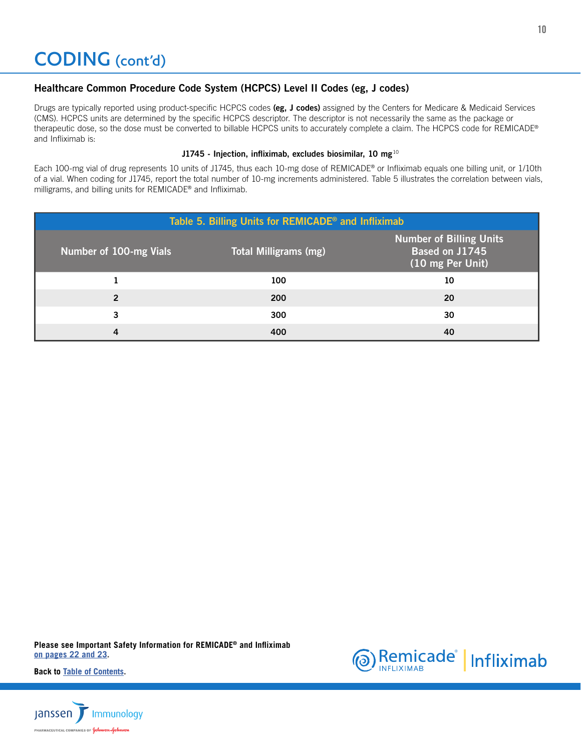# CODING (cont'd)

### Healthcare Common Procedure Code System (HCPCS) Level II Codes (eg, J codes)

Drugs are typically reported using product-specific HCPCS codes **(eg, J codes)** assigned by the Centers for Medicare & Medicaid Services (CMS). HCPCS units are determined by the specific HCPCS descriptor. The descriptor is not necessarily the same as the package or therapeutic dose, so the dose must be converted to billable HCPCS units to accurately complete a claim. The HCPCS code for REMICADE® and Infliximab is:

**J1745 - Injection, infliximab, excludes biosimilar, 10 mg**[10]

Each 100-mg vial of drug represents 10 units of J1745, thus each 10-mg dose of REMICADE® or Infliximab equals one billing unit, or 1/10th of a vial. When coding for J1745, report the total number of 10-mg increments administered. Table 5 illustrates the correlation between vials, milligrams, and billing units for REMICADE® and Infliximab.

**Table 5. Billing Units for REMICADE® and Infliximab**

| Number of 100-mg Vials | Total Milligrams (mg) | Number of Billing Units Based on J1745 (10 mg Per Unit) |
|---|---|---|
| 1 | 100 | 10 |
| 2 | 200 | 20 |
| 3 | 300 | 30 |
| 4 | 400 | 40 |

**Please see Important Safety Information for REMICADE® and Infliximab on pages 22 and 23.**

**Back to Table of Contents.**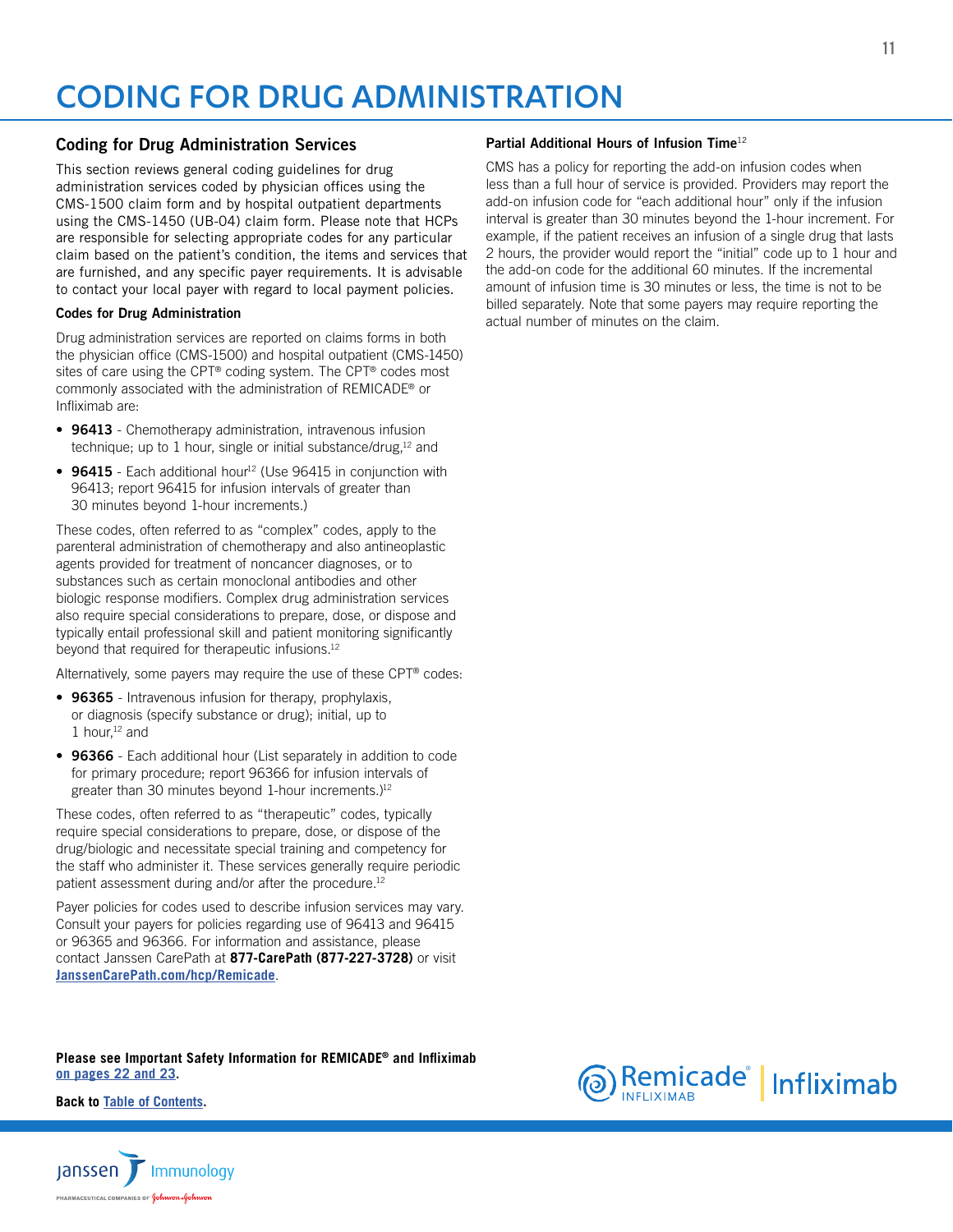# CODING FOR DRUG ADMINISTRATION

## Coding for Drug Administration Services

This section reviews general coding guidelines for drug administration services coded by physician offices using the CMS-1500 claim form and by hospital outpatient departments using the CMS-1450 (UB-04) claim form. Please note that HCPs are responsible for selecting appropriate codes for any particular claim based on the patient's condition, the items and services that are furnished, and any specific payer requirements. It is advisable to contact your local payer with regard to local payment policies.

### Codes for Drug Administration

Drug administration services are reported on claims forms in both the physician office (CMS-1500) and hospital outpatient (CMS-1450) sites of care using the CPT® coding system. The CPT® codes most commonly associated with the administration of REMICADE® or Infliximab are:

- **96413** - Chemotherapy administration, intravenous infusion technique; up to 1 hour, single or initial substance/drug,[12] and
- **96415** - Each additional hour[12] (Use 96415 in conjunction with 96413; report 96415 for infusion intervals of greater than 30 minutes beyond 1-hour increments.)

These codes, often referred to as "complex" codes, apply to the parenteral administration of chemotherapy and also antineoplastic agents provided for treatment of noncancer diagnoses, or to substances such as certain monoclonal antibodies and other biologic response modifiers. Complex drug administration services also require special considerations to prepare, dose, or dispose and typically entail professional skill and patient monitoring significantly beyond that required for therapeutic infusions.[12]

Alternatively, some payers may require the use of these CPT® codes:

- **96365** - Intravenous infusion for therapy, prophylaxis, or diagnosis (specify substance or drug); initial, up to 1 hour,[12] and
- **96366** - Each additional hour (List separately in addition to code for primary procedure; report 96366 for infusion intervals of greater than 30 minutes beyond 1-hour increments.)[12]

These codes, often referred to as "therapeutic" codes, typically require special considerations to prepare, dose, or dispose of the drug/biologic and necessitate special training and competency for the staff who administer it. These services generally require periodic patient assessment during and/or after the procedure.[12]

Payer policies for codes used to describe infusion services may vary. Consult your payers for policies regarding use of 96413 and 96415 or 96365 and 96366. For information and assistance, please contact Janssen CarePath at **877-CarePath (877-227-3728)** or visit **JanssenCarePath.com/hcp/Remicade**.

### Partial Additional Hours of Infusion Time[12]

CMS has a policy for reporting the add-on infusion codes when less than a full hour of service is provided. Providers may report the add-on infusion code for "each additional hour" only if the infusion interval is greater than 30 minutes beyond the 1-hour increment. For example, if the patient receives an infusion of a single drug that lasts 2 hours, the provider would report the "initial" code up to 1 hour and the add-on code for the additional 60 minutes. If the incremental amount of infusion time is 30 minutes or less, the time is not to be billed separately. Note that some payers may require reporting the actual number of minutes on the claim.

**Please see Important Safety Information for REMICADE® and Infliximab on pages 22 and 23.**

**Back to Table of Contents.**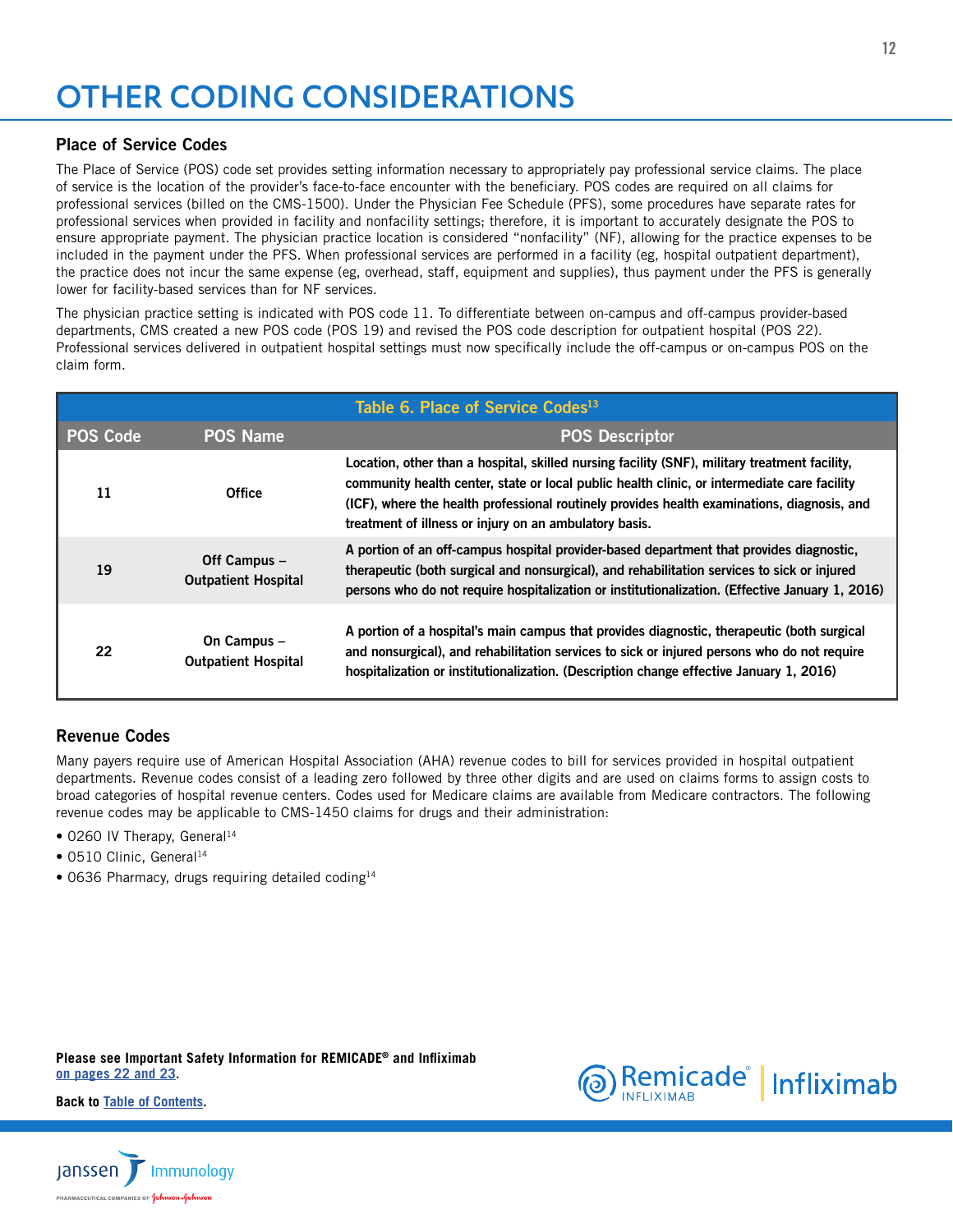# OTHER CODING CONSIDERATIONS

## Place of Service Codes

The Place of Service (POS) code set provides setting information necessary to appropriately pay professional service claims. The place of service is the location of the provider's face-to-face encounter with the beneficiary. POS codes are required on all claims for professional services (billed on the CMS-1500). Under the Physician Fee Schedule (PFS), some procedures have separate rates for professional services when provided in facility and nonfacility settings; therefore, it is important to accurately designate the POS to ensure appropriate payment. The physician practice location is considered "nonfacility" (NF), allowing for the practice expenses to be included in the payment under the PFS. When professional services are performed in a facility (eg, hospital outpatient department), the practice does not incur the same expense (eg, overhead, staff, equipment and supplies), thus payment under the PFS is generally lower for facility-based services than for NF services.

The physician practice setting is indicated with POS code 11. To differentiate between on-campus and off-campus provider-based departments, CMS created a new POS code (POS 19) and revised the POS code description for outpatient hospital (POS 22). Professional services delivered in outpatient hospital settings must now specifically include the off-campus or on-campus POS on the claim form.

**Table 6. Place of Service Codes[13]**

| POS Code | POS Name | POS Descriptor |
|---|---|---|
| 11 | Office | Location, other than a hospital, skilled nursing facility (SNF), military treatment facility, community health center, state or local public health clinic, or intermediate care facility (ICF), where the health professional routinely provides health examinations, diagnosis, and treatment of illness or injury on an ambulatory basis. |
| 19 | Off Campus – Outpatient Hospital | A portion of an off-campus hospital provider-based department that provides diagnostic, therapeutic (both surgical and nonsurgical), and rehabilitation services to sick or injured persons who do not require hospitalization or institutionalization. (Effective January 1, 2016) |
| 22 | On Campus – Outpatient Hospital | A portion of a hospital's main campus that provides diagnostic, therapeutic (both surgical and nonsurgical), and rehabilitation services to sick or injured persons who do not require hospitalization or institutionalization. (Description change effective January 1, 2016) |

## Revenue Codes

Many payers require use of American Hospital Association (AHA) revenue codes to bill for services provided in hospital outpatient departments. Revenue codes consist of a leading zero followed by three other digits and are used on claims forms to assign costs to broad categories of hospital revenue centers. Codes used for Medicare claims are available from Medicare contractors. The following revenue codes may be applicable to CMS-1450 claims for drugs and their administration:

- 0260 IV Therapy, General[14]
- 0510 Clinic, General[14]
- 0636 Pharmacy, drugs requiring detailed coding[14]

**Please see Important Safety Information for REMICADE® and Infliximab on pages 22 and 23.**

**Back to Table of Contents.**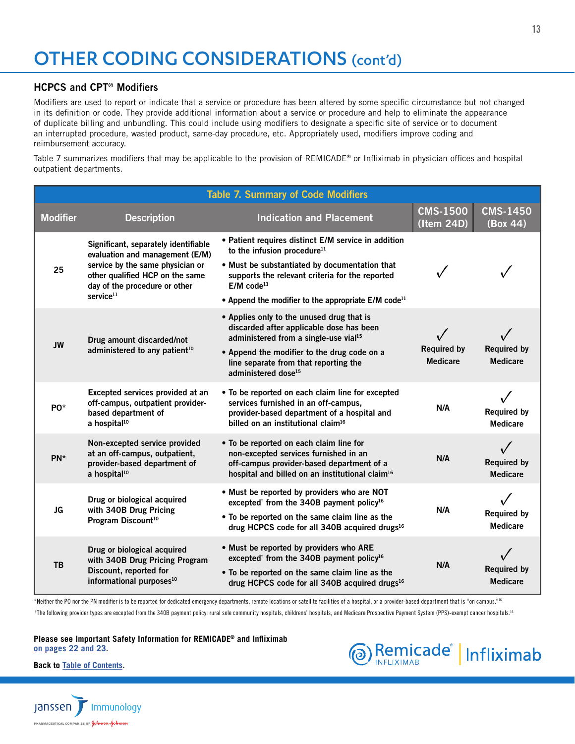# OTHER CODING CONSIDERATIONS (cont'd)

## HCPCS and CPT® Modifiers

Modifiers are used to report or indicate that a service or procedure has been altered by some specific circumstance but not changed in its definition or code. They provide additional information about a service or procedure and help to eliminate the appearance of duplicate billing and unbundling. This could include using modifiers to designate a specific site of service or to document an interrupted procedure, wasted product, same-day procedure, etc. Appropriately used, modifiers improve coding and reimbursement accuracy.

Table 7 summarizes modifiers that may be applicable to the provision of REMICADE® or Infliximab in physician offices and hospital outpatient departments.

**Table 7. Summary of Code Modifiers**

| Modifier | Description | Indication and Placement | CMS-1500 (Item 24D) | CMS-1450 (Box 44) |
|---|---|---|---|---|
| 25 | Significant, separately identifiable evaluation and management (E/M) service by the same physician or other qualified HCP on the same day of the procedure or other service[11] | • Patient requires distinct E/M service in addition to the infusion procedure[11]<br>• Must be substantiated by documentation that supports the relevant criteria for the reported E/M code[11]<br>• Append the modifier to the appropriate E/M code[11] | ✓ | ✓ |
| JW | Drug amount discarded/not administered to any patient[10] | • Applies only to the unused drug that is discarded after applicable dose has been administered from a single-use vial[15]<br>• Append the modifier to the drug code on a line separate from that reporting the administered dose[15] | ✓ Required by Medicare | ✓ Required by Medicare |
| PO* | Excepted services provided at an off-campus, outpatient provider-based department of a hospital[10] | • To be reported on each claim line for excepted services furnished in an off-campus, provider-based department of a hospital and billed on an institutional claim[16] | N/A | ✓ Required by Medicare |
| PN* | Non-excepted service provided at an off-campus, outpatient, provider-based department of a hospital[10] | • To be reported on each claim line for non-excepted services furnished in an off-campus provider-based department of a hospital and billed on an institutional claim[16] | N/A | ✓ Required by Medicare |
| JG | Drug or biological acquired with 340B Drug Pricing Program Discount[10] | • Must be reported by providers who are NOT excepted† from the 340B payment policy[16]<br>• To be reported on the same claim line as the drug HCPCS code for all 340B acquired drugs[16] | N/A | ✓ Required by Medicare |
| TB | Drug or biological acquired with 340B Drug Pricing Program Discount, reported for informational purposes[10] | • Must be reported by providers who ARE excepted† from the 340B payment policy[16]<br>• To be reported on the same claim line as the drug HCPCS code for all 340B acquired drugs[16] | N/A | ✓ Required by Medicare |

*Neither the PO nor the PN modifier is to be reported for dedicated emergency departments, remote locations or satellite facilities of a hospital, or a provider-based department that is "on campus."[16]

†The following provider types are excepted from the 340B payment policy: rural sole community hospitals, childrens' hospitals, and Medicare Prospective Payment System (PPS)-exempt cancer hospitals.[16]

**Please see Important Safety Information for REMICADE® and Infliximab on pages 22 and 23.**

**Back to Table of Contents.**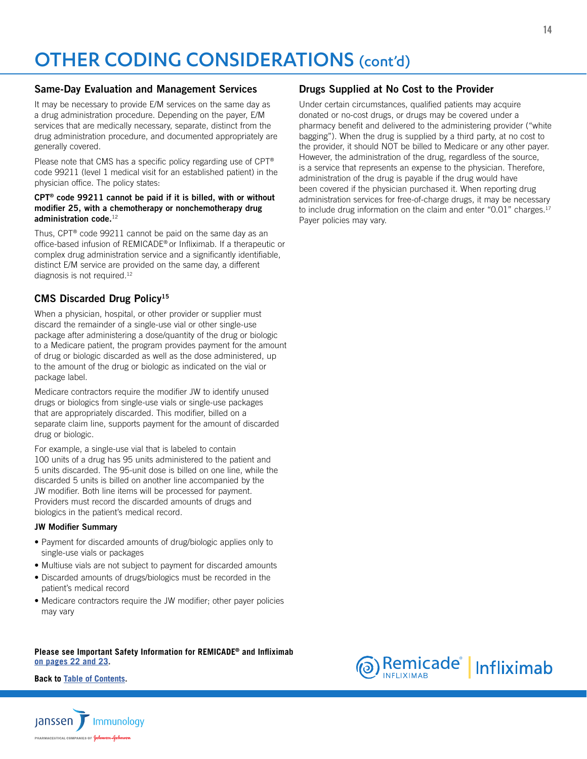# OTHER CODING CONSIDERATIONS (cont'd)

## Same-Day Evaluation and Management Services

It may be necessary to provide E/M services on the same day as a drug administration procedure. Depending on the payer, E/M services that are medically necessary, separate, distinct from the drug administration procedure, and documented appropriately are generally covered.

Please note that CMS has a specific policy regarding use of CPT® code 99211 (level 1 medical visit for an established patient) in the physician office. The policy states:

**CPT® code 99211 cannot be paid if it is billed, with or without modifier 25, with a chemotherapy or nonchemotherapy drug administration code.**[12]

Thus, CPT® code 99211 cannot be paid on the same day as an office-based infusion of REMICADE® or Infliximab. If a therapeutic or complex drug administration service and a significantly identifiable, distinct E/M service are provided on the same day, a different diagnosis is not required.[12]

## CMS Discarded Drug Policy[15]

When a physician, hospital, or other provider or supplier must discard the remainder of a single-use vial or other single-use package after administering a dose/quantity of the drug or biologic to a Medicare patient, the program provides payment for the amount of drug or biologic discarded as well as the dose administered, up to the amount of the drug or biologic as indicated on the vial or package label.

Medicare contractors require the modifier JW to identify unused drugs or biologics from single-use vials or single-use packages that are appropriately discarded. This modifier, billed on a separate claim line, supports payment for the amount of discarded drug or biologic.

For example, a single-use vial that is labeled to contain 100 units of a drug has 95 units administered to the patient and 5 units discarded. The 95-unit dose is billed on one line, while the discarded 5 units is billed on another line accompanied by the JW modifier. Both line items will be processed for payment. Providers must record the discarded amounts of drugs and biologics in the patient's medical record.

### JW Modifier Summary

- Payment for discarded amounts of drug/biologic applies only to single-use vials or packages
- Multiuse vials are not subject to payment for discarded amounts
- Discarded amounts of drugs/biologics must be recorded in the patient's medical record
- Medicare contractors require the JW modifier; other payer policies may vary

## Drugs Supplied at No Cost to the Provider

Under certain circumstances, qualified patients may acquire donated or no-cost drugs, or drugs may be covered under a pharmacy benefit and delivered to the administering provider ("white bagging"). When the drug is supplied by a third party, at no cost to the provider, it should NOT be billed to Medicare or any other payer. However, the administration of the drug, regardless of the source, is a service that represents an expense to the physician. Therefore, administration of the drug is payable if the drug would have been covered if the physician purchased it. When reporting drug administration services for free-of-charge drugs, it may be necessary to include drug information on the claim and enter "0.01" charges.[17] Payer policies may vary.

**Please see Important Safety Information for REMICADE® and Infliximab on pages 22 and 23.**

**Back to Table of Contents.**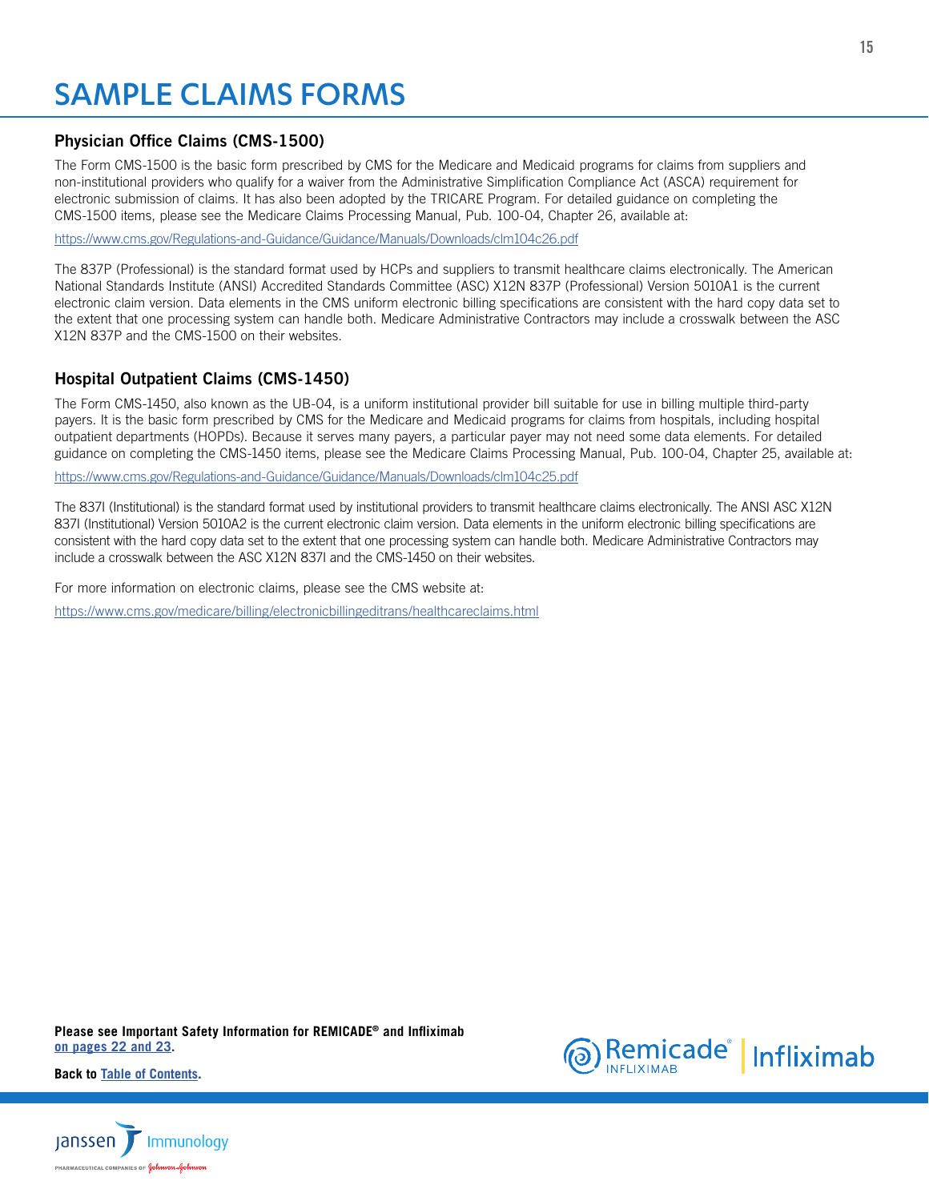# SAMPLE CLAIMS FORMS

## Physician Office Claims (CMS-1500)

The Form CMS-1500 is the basic form prescribed by CMS for the Medicare and Medicaid programs for claims from suppliers and non-institutional providers who qualify for a waiver from the Administrative Simplification Compliance Act (ASCA) requirement for electronic submission of claims. It has also been adopted by the TRICARE Program. For detailed guidance on completing the CMS-1500 items, please see the Medicare Claims Processing Manual, Pub. 100-04, Chapter 26, available at:

https://www.cms.gov/Regulations-and-Guidance/Guidance/Manuals/Downloads/clm104c26.pdf

The 837P (Professional) is the standard format used by HCPs and suppliers to transmit healthcare claims electronically. The American National Standards Institute (ANSI) Accredited Standards Committee (ASC) X12N 837P (Professional) Version 5010A1 is the current electronic claim version. Data elements in the CMS uniform electronic billing specifications are consistent with the hard copy data set to the extent that one processing system can handle both. Medicare Administrative Contractors may include a crosswalk between the ASC X12N 837P and the CMS-1500 on their websites.

## Hospital Outpatient Claims (CMS-1450)

The Form CMS-1450, also known as the UB-04, is a uniform institutional provider bill suitable for use in billing multiple third-party payers. It is the basic form prescribed by CMS for the Medicare and Medicaid programs for claims from hospitals, including hospital outpatient departments (HOPDs). Because it serves many payers, a particular payer may not need some data elements. For detailed guidance on completing the CMS-1450 items, please see the Medicare Claims Processing Manual, Pub. 100-04, Chapter 25, available at:

https://www.cms.gov/Regulations-and-Guidance/Guidance/Manuals/Downloads/clm104c25.pdf

The 837I (Institutional) is the standard format used by institutional providers to transmit healthcare claims electronically. The ANSI ASC X12N 837I (Institutional) Version 5010A2 is the current electronic claim version. Data elements in the uniform electronic billing specifications are consistent with the hard copy data set to the extent that one processing system can handle both. Medicare Administrative Contractors may include a crosswalk between the ASC X12N 837I and the CMS-1450 on their websites.

For more information on electronic claims, please see the CMS website at:

https://www.cms.gov/medicare/billing/electronicbillingeditrans/healthcareclaims.html

**Please see Important Safety Information for REMICADE® and Infliximab on pages 22 and 23.**

**Back to Table of Contents.**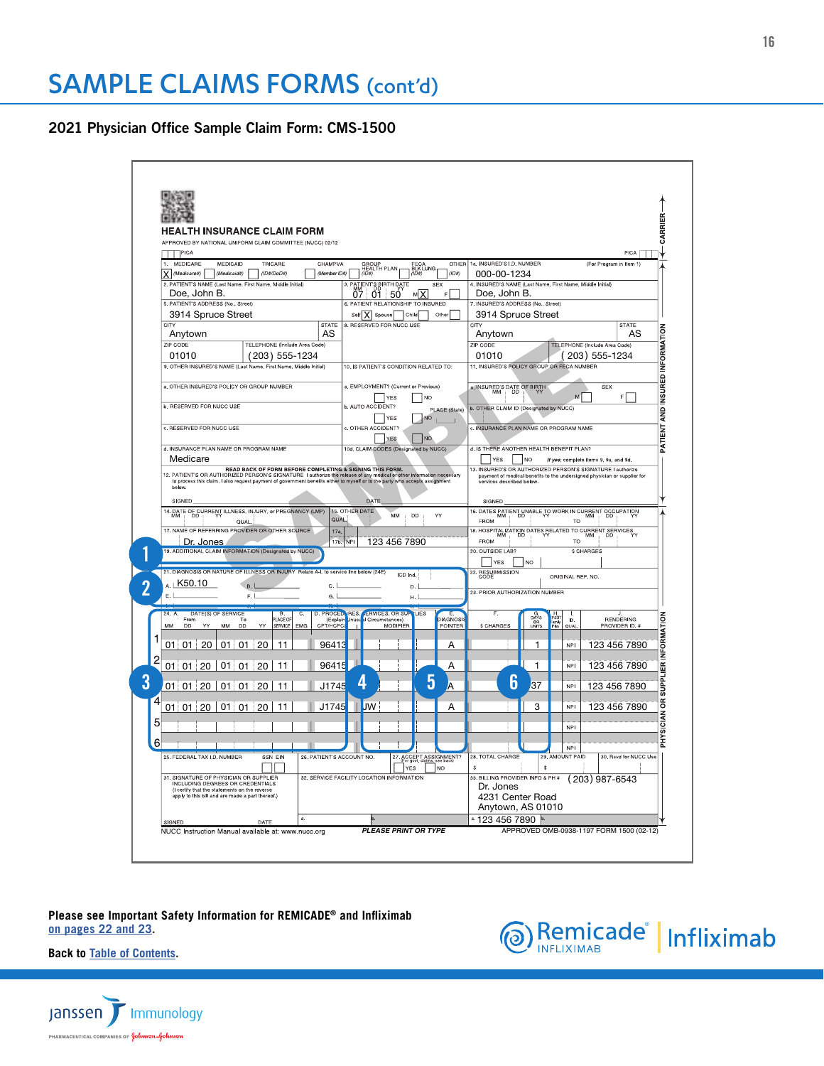# SAMPLE CLAIMS FORMS (cont'd)

## 2021 Physician Office Sample Claim Form: CMS-1500

HEALTH INSURANCE CLAIM FORM

APPROVED BY NATIONAL UNIFORM CLAIM COMMITTEE (NUCC) 02/12

PICA

1. MEDICARE [X] (Medicare#) MEDICAID (Medicaid#) TRICARE (ID#/DoD#) CHAMPVA (Member ID#) GROUP HEALTH PLAN (ID#) FECA BLK LUNG (ID#) OTHER (ID#)

1a. INSURED'S I.D. NUMBER (For Program in Item 1): 000-00-1234

2. PATIENT'S NAME (Last Name, First Name, Middle Initial): Doe, John B.

3. PATIENT'S BIRTH DATE: 07 01 50 SEX: M [X] F

4. INSURED'S NAME (Last Name, First Name, Middle Initial): Doe, John B.

5. PATIENT'S ADDRESS (No., Street): 3914 Spruce Street — CITY: Anytown — STATE: AS — ZIP CODE: 01010 — TELEPHONE (Include Area Code): (203) 555-1234

6. PATIENT RELATIONSHIP TO INSURED: Self [X] Spouse Child Other

7. INSURED'S ADDRESS (No., Street): 3914 Spruce Street — CITY: Anytown — STATE: AS — ZIP CODE: 01010 — TELEPHONE (Include Area Code): (203) 555-1234

8. RESERVED FOR NUCC USE

9. OTHER INSURED'S NAME (Last Name, First Name, Middle Initial)

a. OTHER INSURED'S POLICY OR GROUP NUMBER

b. RESERVED FOR NUCC USE

c. RESERVED FOR NUCC USE

d. INSURANCE PLAN NAME OR PROGRAM NAME: Medicare

10. IS PATIENT'S CONDITION RELATED TO:
a. EMPLOYMENT? (Current or Previous) YES NO
b. AUTO ACCIDENT? YES NO PLACE (State)
c. OTHER ACCIDENT? YES NO

10d. CLAIM CODES (Designated by NUCC)

11. INSURED'S POLICY GROUP OR FECA NUMBER
a. INSURED'S DATE OF BIRTH — SEX M F
b. OTHER CLAIM ID (Designated by NUCC)
c. INSURANCE PLAN NAME OR PROGRAM NAME
d. IS THERE ANOTHER HEALTH BENEFIT PLAN? YES NO *If yes, complete items 9, 9a, and 9d.*

READ BACK OF FORM BEFORE COMPLETING & SIGNING THIS FORM.

12. PATIENT'S OR AUTHORIZED PERSON'S SIGNATURE I authorize the release of any medical or other information necessary to process this claim. I also request payment of government benefits either to myself or to the party who accepts assignment below.

SIGNED DATE

13. INSURED'S OR AUTHORIZED PERSON'S SIGNATURE I authorize payment of medical benefits to the undersigned physician or supplier for services described below.

SIGNED

14. DATE OF CURRENT ILLNESS, INJURY, or PREGNANCY (LMP) QUAL.

15. OTHER DATE QUAL.

16. DATES PATIENT UNABLE TO WORK IN CURRENT OCCUPATION FROM TO

17. NAME OF REFERRING PROVIDER OR OTHER SOURCE: Dr. Jones — 17a. — 17b. NPI 123 456 7890

18. HOSPITALIZATION DATES RELATED TO CURRENT SERVICES FROM TO

**1** 19. ADDITIONAL CLAIM INFORMATION (Designated by NUCC)

20. OUTSIDE LAB? YES NO $ CHARGES

**2** 21. DIAGNOSIS OR NATURE OF ILLNESS OR INJURY Relate A-L to service line below (24E) ICD Ind.
A. K50.10 B. C. D. E. F. G. H.

22. RESUBMISSION CODE ORIGINAL REF. NO.

23. PRIOR AUTHORIZATION NUMBER

24.

| | A. DATE(S) OF SERVICE From (MM DD YY) | To (MM DD YY) | B. PLACE OF SERVICE | C. EMG | D. PROCEDURES, SERVICES, OR SUPPLIES CPT/HCPCS | MODIFIER | E. DIAGNOSIS POINTER | F. $ CHARGES | G. DAYS OR UNITS | H. EPSDT Family Plan | I. ID. QUAL. | J. RENDERING PROVIDER ID. # |
|---|---|---|---|---|---|---|---|---|---|---|---|---|
| 1 | 01 01 20 | 01 01 20 | 11 | | 96413 | | A | | 1 | | NPI | 123 456 7890 |
| 2 | 01 01 20 | 01 01 20 | 11 | | 96415 | | A | | 1 | | NPI | 123 456 7890 |
| 3 | 01 01 20 | 01 01 20 | 11 | | J1745 | | A | | 37 | | NPI | 123 456 7890 |
| 4 | 01 01 20 | 01 01 20 | 11 | | J1745 | JW | A | | 3 | | NPI | 123 456 7890 |
| 5 | | | | | | | | | | | NPI | |
| 6 | | | | | | | | | | | NPI | |

(Callouts **3**, **4**, **5**, **6** highlight Date(s) of Service/Place of Service, Modifier, Diagnosis Pointer, and Days or Units columns, respectively.)

25. FEDERAL TAX I.D. NUMBER SSN EIN

26. PATIENT'S ACCOUNT NO.

27. ACCEPT ASSIGNMENT? (For govt. claims, see back) YES NO

28. TOTAL CHARGE $ — 29. AMOUNT PAID $ — 30. Rsvd for NUCC Use

31. SIGNATURE OF PHYSICIAN OR SUPPLIER INCLUDING DEGREES OR CREDENTIALS (I certify that the statements on the reverse apply to this bill and are made a part thereof.)

SIGNED DATE

32. SERVICE FACILITY LOCATION INFORMATION a. b.

33. BILLING PROVIDER INFO & PH # (203) 987-6543
Dr. Jones
4231 Center Road
Anytown, AS 01010
a. 123 456 7890 b.

NUCC Instruction Manual available at: www.nucc.org — *PLEASE PRINT OR TYPE* — APPROVED OMB-0938-1197 FORM 1500 (02-12)

**Please see Important Safety Information for REMICADE® and Infliximab on pages 22 and 23.**

**Back to Table of Contents.**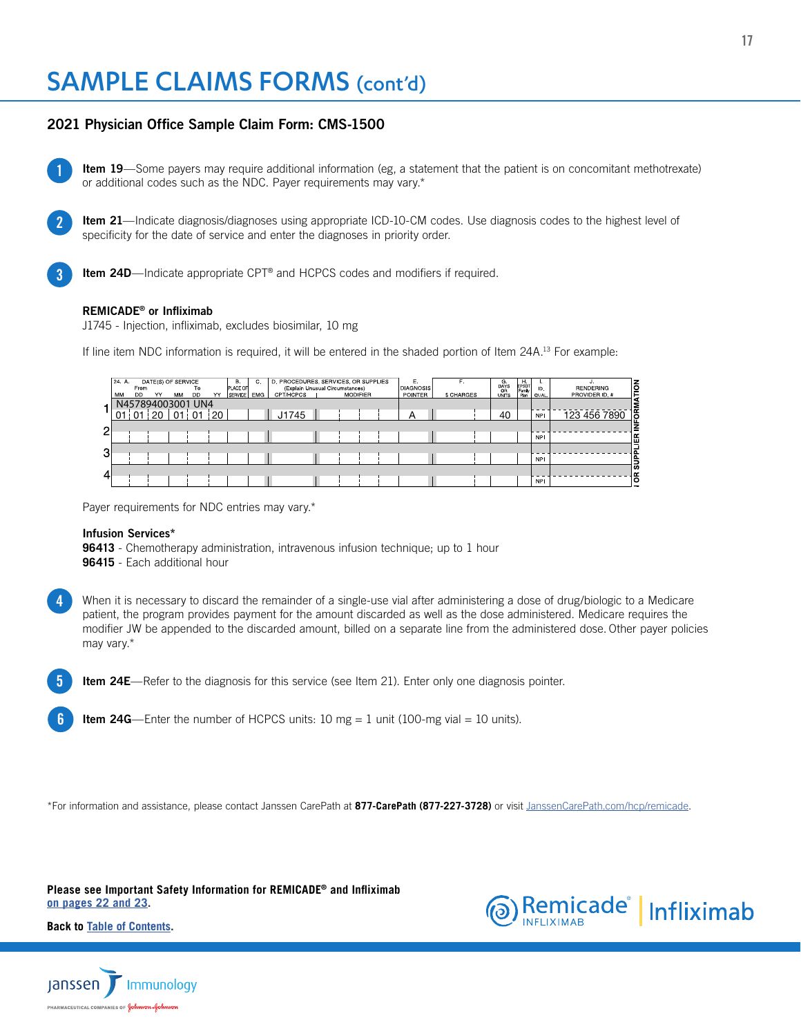# SAMPLE CLAIMS FORMS (cont'd)

## 2021 Physician Office Sample Claim Form: CMS-1500

1. **Item 19**—Some payers may require additional information (eg, a statement that the patient is on concomitant methotrexate) or additional codes such as the NDC. Payer requirements may vary.*

2. **Item 21**—Indicate diagnosis/diagnoses using appropriate ICD-10-CM codes. Use diagnosis codes to the highest level of specificity for the date of service and enter the diagnoses in priority order.

3. **Item 24D**—Indicate appropriate CPT® and HCPCS codes and modifiers if required.

**REMICADE® or Infliximab**
J1745 - Injection, infliximab, excludes biosimilar, 10 mg

If line item NDC information is required, it will be entered in the shaded portion of Item 24A.[13] For example:

| | 24. A. DATE(S) OF SERVICE From (MM DD YY) | To (MM DD YY) | B. PLACE OF SERVICE | C. EMG | D. PROCEDURES, SERVICES, OR SUPPLIES (Explain Unusual Circumstances) CPT/HCPCS | MODIFIER | E. DIAGNOSIS POINTER | F. $ CHARGES | G. DAYS OR UNITS | H. EPSDT Family Plan | I. ID. QUAL. | J. RENDERING PROVIDER ID. # |
|---|---|---|---|---|---|---|---|---|---|---|---|---|
| 1 | N457894003001 UN4 | | | | | | | | | | | |
| | 01 01 20 | 01 01 20 | | | J1745 | | A | | 40 | | NPI | 123 456 7890 |
| 2 | | | | | | | | | | | NPI | |
| 3 | | | | | | | | | | | NPI | |
| 4 | | | | | | | | | | | NPI | |

Payer requirements for NDC entries may vary.*

**Infusion Services***
**96413** - Chemotherapy administration, intravenous infusion technique; up to 1 hour
**96415** - Each additional hour

4. When it is necessary to discard the remainder of a single-use vial after administering a dose of drug/biologic to a Medicare patient, the program provides payment for the amount discarded as well as the dose administered. Medicare requires the modifier JW be appended to the discarded amount, billed on a separate line from the administered dose. Other payer policies may vary.*

5. **Item 24E**—Refer to the diagnosis for this service (see Item 21). Enter only one diagnosis pointer.

6. **Item 24G**—Enter the number of HCPCS units: 10 mg = 1 unit (100-mg vial = 10 units).

*For information and assistance, please contact Janssen CarePath at **877-CarePath (877-227-3728)** or visit JanssenCarePath.com/hcp/remicade.

**Please see Important Safety Information for REMICADE® and Infliximab on pages 22 and 23.**

**Back to Table of Contents.**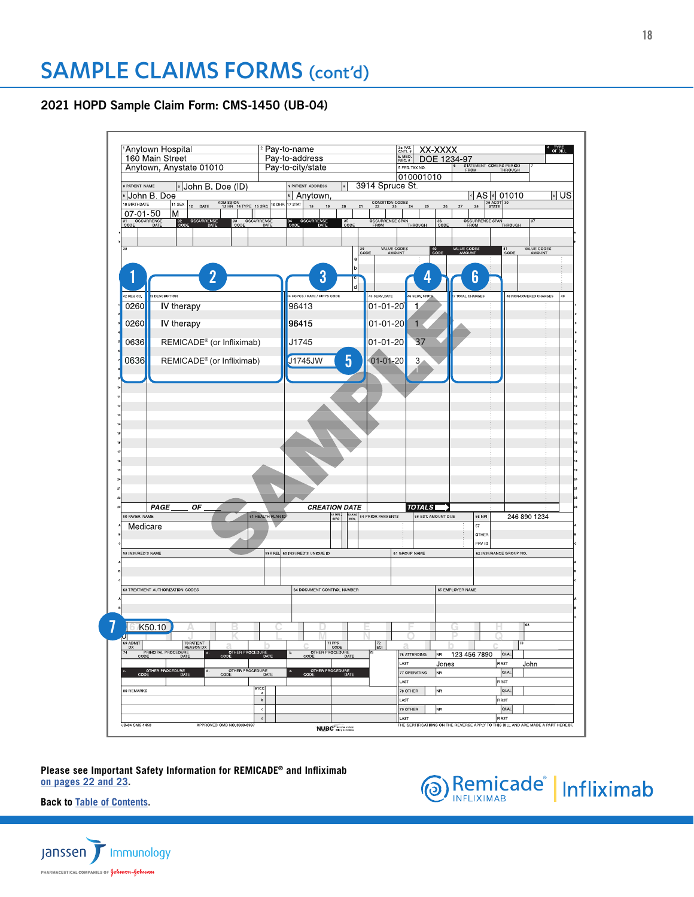# SAMPLE CLAIMS FORMS (cont'd)

## 2021 HOPD Sample Claim Form: CMS-1450 (UB-04)

**1** Anytown Hospital
160 Main Street
Anytown, Anystate 01010

**2** Pay-to-name
Pay-to-address
Pay-to-city/state

**3a PAT. CNTL #** XX-XXXX
**b. MED. REC. #** DOE 1234-97

**4 TYPE OF BILL**

**5 FED. TAX NO.** 010001010

**6 STATEMENT COVERS PERIOD** FROM / THROUGH

**8 PATIENT NAME** a John B. Doe (ID)
b John B. Doe

**9 PATIENT ADDRESS** a 3914 Spruce St.
b Anytown, c AS d 01010 e US

**10 BIRTHDATE** 07-01-50 **11 SEX** M

| 42 REV. CD. | 43 DESCRIPTION | 44 HCPCS / RATE / HIPPS CODE | 45 SERV. DATE | 46 SERV. UNITS | 47 TOTAL CHARGES | 48 NON-COVERED CHARGES |
|---|---|---|---|---|---|---|
| 0260 | IV therapy | 96413 | 01-01-20 | 1 | | |
| 0260 | IV therapy | 96415 | 01-01-20 | 1 | | |
| 0636 | REMICADE® (or Infliximab) | J1745 | 01-01-20 | 37 | | |
| 0636 | REMICADE® (or Infliximab) | J1745JW | 01-01-20 | 3 | | |

PAGE ___ OF ___ CREATION DATE TOTALS

**50 PAYER NAME** Medicare

**56 NPI** 246 890 1234

**67** K50.10

**76 ATTENDING** NPI 123 456 7890
LAST Jones FIRST John

SAMPLE

Please see Important Safety Information for REMICADE® and Infliximab on pages 22 and 23.

Back to Table of Contents.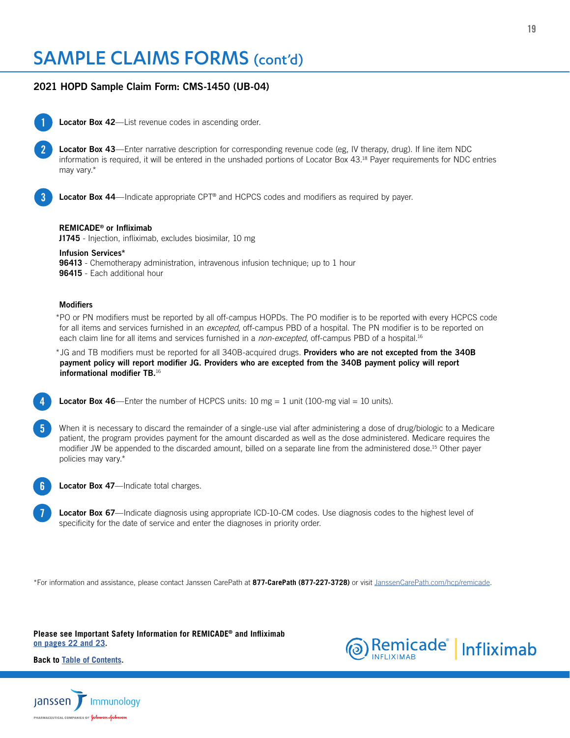# SAMPLE CLAIMS FORMS (cont'd)

## 2021 HOPD Sample Claim Form: CMS-1450 (UB-04)

1. **Locator Box 42**—List revenue codes in ascending order.

2. **Locator Box 43**—Enter narrative description for corresponding revenue code (eg, IV therapy, drug). If line item NDC information is required, it will be entered in the unshaded portions of Locator Box 43.[18] Payer requirements for NDC entries may vary.*

3. **Locator Box 44**—Indicate appropriate CPT® and HCPCS codes and modifiers as required by payer.

   **REMICADE® or Infliximab**
   **J1745** - Injection, infliximab, excludes biosimilar, 10 mg

   **Infusion Services***
   **96413** - Chemotherapy administration, intravenous infusion technique; up to 1 hour
   **96415** - Each additional hour

   **Modifiers**

   *PO or PN modifiers must be reported by all off-campus HOPDs. The PO modifier is to be reported with every HCPCS code for all items and services furnished in an *excepted*, off-campus PBD of a hospital. The PN modifier is to be reported on each claim line for all items and services furnished in a *non-excepted*, off-campus PBD of a hospital.[16]

   *JG and TB modifiers must be reported for all 340B-acquired drugs. **Providers who are not excepted from the 340B payment policy will report modifier JG. Providers who are excepted from the 340B payment policy will report informational modifier TB.**[16]

4. **Locator Box 46**—Enter the number of HCPCS units: 10 mg = 1 unit (100-mg vial = 10 units).

5. When it is necessary to discard the remainder of a single-use vial after administering a dose of drug/biologic to a Medicare patient, the program provides payment for the amount discarded as well as the dose administered. Medicare requires the modifier JW be appended to the discarded amount, billed on a separate line from the administered dose.[15] Other payer policies may vary.*

6. **Locator Box 47**—Indicate total charges.

7. **Locator Box 67**—Indicate diagnosis using appropriate ICD-10-CM codes. Use diagnosis codes to the highest level of specificity for the date of service and enter the diagnoses in priority order.

*For information and assistance, please contact Janssen CarePath at **877-CarePath (877-227-3728)** or visit JanssenCarePath.com/hcp/remicade.

**Please see Important Safety Information for REMICADE® and Infliximab on pages 22 and 23.**

**Back to Table of Contents.**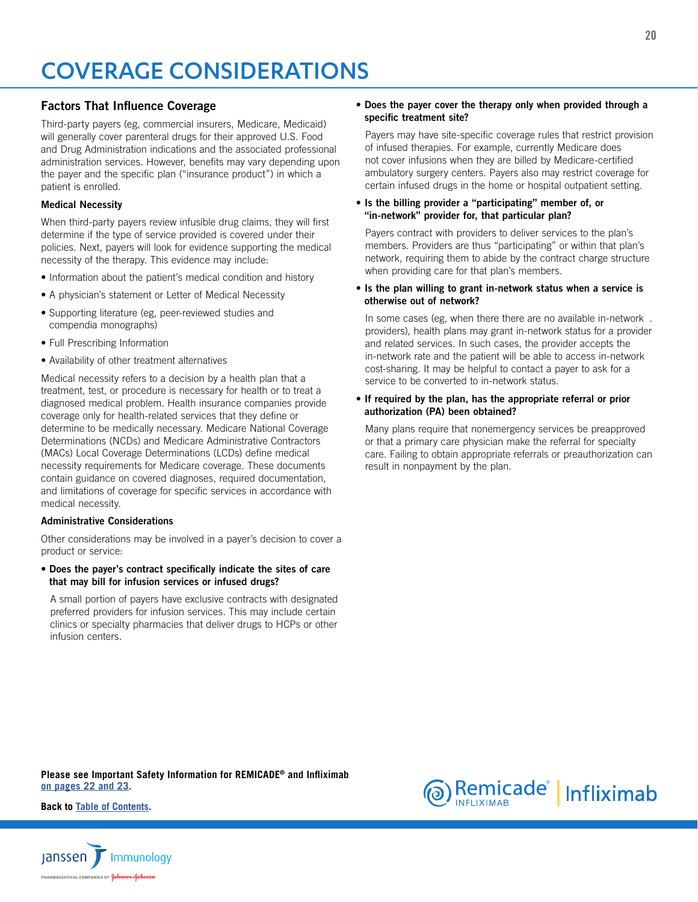# COVERAGE CONSIDERATIONS

## Factors That Influence Coverage

Third-party payers (eg, commercial insurers, Medicare, Medicaid) will generally cover parenteral drugs for their approved U.S. Food and Drug Administration indications and the associated professional administration services. However, benefits may vary depending upon the payer and the specific plan ("insurance product") in which a patient is enrolled.

### Medical Necessity

When third-party payers review infusible drug claims, they will first determine if the type of service provided is covered under their policies. Next, payers will look for evidence supporting the medical necessity of the therapy. This evidence may include:

- Information about the patient's medical condition and history
- A physician's statement or Letter of Medical Necessity
- Supporting literature (eg, peer-reviewed studies and compendia monographs)
- Full Prescribing Information
- Availability of other treatment alternatives

Medical necessity refers to a decision by a health plan that a treatment, test, or procedure is necessary for health or to treat a diagnosed medical problem. Health insurance companies provide coverage only for health-related services that they define or determine to be medically necessary. Medicare National Coverage Determinations (NCDs) and Medicare Administrative Contractors (MACs) Local Coverage Determinations (LCDs) define medical necessity requirements for Medicare coverage. These documents contain guidance on covered diagnoses, required documentation, and limitations of coverage for specific services in accordance with medical necessity.

### Administrative Considerations

Other considerations may be involved in a payer's decision to cover a product or service:

- **Does the payer's contract specifically indicate the sites of care that may bill for infusion services or infused drugs?**

  A small portion of payers have exclusive contracts with designated preferred providers for infusion services. This may include certain clinics or specialty pharmacies that deliver drugs to HCPs or other infusion centers.

- **Does the payer cover the therapy only when provided through a specific treatment site?**

  Payers may have site-specific coverage rules that restrict provision of infused therapies. For example, currently Medicare does not cover infusions when they are billed by Medicare-certified ambulatory surgery centers. Payers also may restrict coverage for certain infused drugs in the home or hospital outpatient setting.

- **Is the billing provider a "participating" member of, or "in-network" provider for, that particular plan?**

  Payers contract with providers to deliver services to the plan's members. Providers are thus "participating" or within that plan's network, requiring them to abide by the contract charge structure when providing care for that plan's members.

- **Is the plan willing to grant in-network status when a service is otherwise out of network?**

  In some cases (eg, when there there are no available in-network . providers), health plans may grant in-network status for a provider and related services. In such cases, the provider accepts the in-network rate and the patient will be able to access in-network cost-sharing. It may be helpful to contact a payer to ask for a service to be converted to in-network status.

- **If required by the plan, has the appropriate referral or prior authorization (PA) been obtained?**

  Many plans require that nonemergency services be preapproved or that a primary care physician make the referral for specialty care. Failing to obtain appropriate referrals or preauthorization can result in nonpayment by the plan.

**Please see Important Safety Information for REMICADE® and Infliximab on pages 22 and 23.**

**Back to Table of Contents.**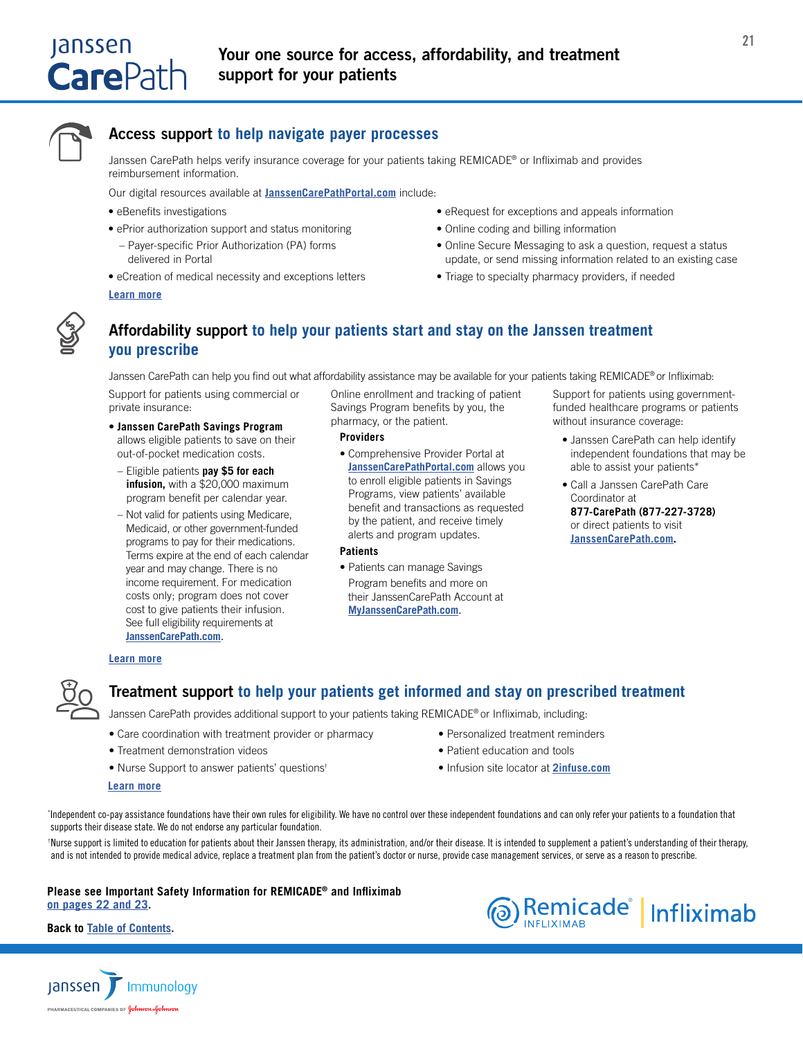# Janssen CarePath

## Your one source for access, affordability, and treatment support for your patients

## Access support to help navigate payer processes

Janssen CarePath helps verify insurance coverage for your patients taking REMICADE® or Infliximab and provides reimbursement information.

Our digital resources available at **JanssenCarePathPortal.com** include:

- eBenefits investigations
- ePrior authorization support and status monitoring
  - Payer-specific Prior Authorization (PA) forms delivered in Portal
- eCreation of medical necessity and exceptions letters
- eRequest for exceptions and appeals information
- Online coding and billing information
- Online Secure Messaging to ask a question, request a status update, or send missing information related to an existing case
- Triage to specialty pharmacy providers, if needed

Learn more

## Affordability support to help your patients start and stay on the Janssen treatment you prescribe

Janssen CarePath can help you find out what affordability assistance may be available for your patients taking REMICADE® or Infliximab:

Support for patients using commercial or private insurance:

- **Janssen CarePath Savings Program** allows eligible patients to save on their out-of-pocket medication costs.
  - Eligible patients **pay $5 for each infusion,** with a $20,000 maximum program benefit per calendar year.
  - Not valid for patients using Medicare, Medicaid, or other government-funded programs to pay for their medications. Terms expire at the end of each calendar year and may change. There is no income requirement. For medication costs only; program does not cover cost to give patients their infusion. See full eligibility requirements at JanssenCarePath.com.

Online enrollment and tracking of patient Savings Program benefits by you, the pharmacy, or the patient.

**Providers**

- Comprehensive Provider Portal at JanssenCarePathPortal.com allows you to enroll eligible patients in Savings Programs, view patients' available benefit and transactions as requested by the patient, and receive timely alerts and program updates.

**Patients**

- Patients can manage Savings Program benefits and more on their JanssenCarePath Account at MyJanssenCarePath.com.

Support for patients using government-funded healthcare programs or patients without insurance coverage:

- Janssen CarePath can help identify independent foundations that may be able to assist your patients*
- Call a Janssen CarePath Care Coordinator at **877-CarePath (877-227-3728)** or direct patients to visit **JanssenCarePath.com**.

Learn more

## Treatment support to help your patients get informed and stay on prescribed treatment

Janssen CarePath provides additional support to your patients taking REMICADE® or Infliximab, including:

- Care coordination with treatment provider or pharmacy
- Treatment demonstration videos
- Nurse Support to answer patients' questions†
- Personalized treatment reminders
- Patient education and tools
- Infusion site locator at **2infuse.com**

Learn more

*Independent co-pay assistance foundations have their own rules for eligibility. We have no control over these independent foundations and can only refer your patients to a foundation that supports their disease state. We do not endorse any particular foundation.

†Nurse support is limited to education for patients about their Janssen therapy, its administration, and/or their disease. It is intended to supplement a patient's understanding of their therapy, and is not intended to provide medical advice, replace a treatment plan from the patient's doctor or nurse, provide case management services, or serve as a reason to prescribe.

**Please see Important Safety Information for REMICADE® and Infliximab on pages 22 and 23.**

**Back to Table of Contents.**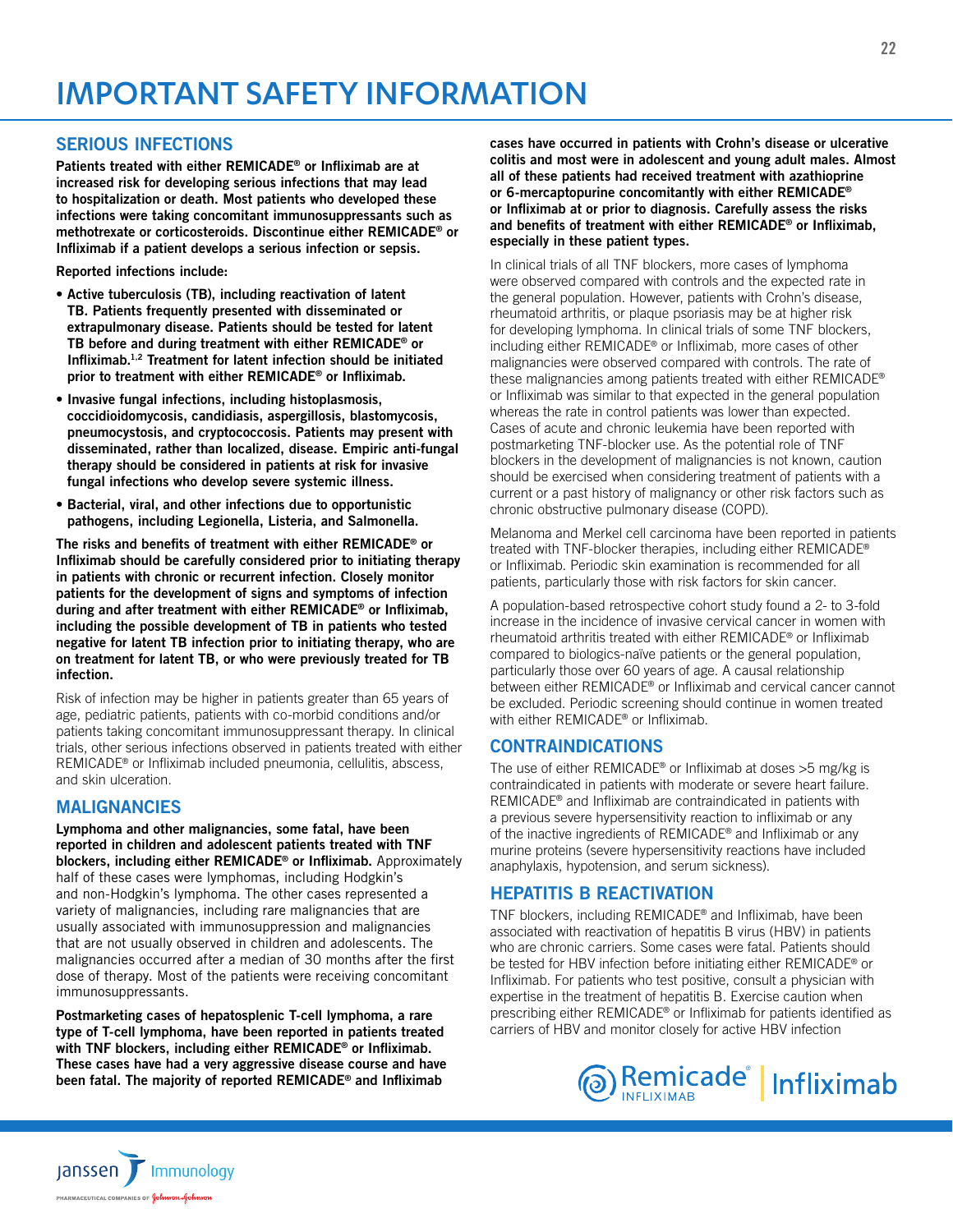# IMPORTANT SAFETY INFORMATION

## SERIOUS INFECTIONS

**Patients treated with either REMICADE® or Infliximab are at increased risk for developing serious infections that may lead to hospitalization or death. Most patients who developed these infections were taking concomitant immunosuppressants such as methotrexate or corticosteroids. Discontinue either REMICADE® or Infliximab if a patient develops a serious infection or sepsis.**

**Reported infections include:**

- **Active tuberculosis (TB), including reactivation of latent TB. Patients frequently presented with disseminated or extrapulmonary disease. Patients should be tested for latent TB before and during treatment with either REMICADE® or Infliximab.[1,2] Treatment for latent infection should be initiated prior to treatment with either REMICADE® or Infliximab.**
- **Invasive fungal infections, including histoplasmosis, coccidioidomycosis, candidiasis, aspergillosis, blastomycosis, pneumocystosis, and cryptococcosis. Patients may present with disseminated, rather than localized, disease. Empiric anti-fungal therapy should be considered in patients at risk for invasive fungal infections who develop severe systemic illness.**
- **Bacterial, viral, and other infections due to opportunistic pathogens, including Legionella, Listeria, and Salmonella.**

**The risks and benefits of treatment with either REMICADE® or Infliximab should be carefully considered prior to initiating therapy in patients with chronic or recurrent infection. Closely monitor patients for the development of signs and symptoms of infection during and after treatment with either REMICADE® or Infliximab, including the possible development of TB in patients who tested negative for latent TB infection prior to initiating therapy, who are on treatment for latent TB, or who were previously treated for TB infection.**

Risk of infection may be higher in patients greater than 65 years of age, pediatric patients, patients with co-morbid conditions and/or patients taking concomitant immunosuppressant therapy. In clinical trials, other serious infections observed in patients treated with either REMICADE® or Infliximab included pneumonia, cellulitis, abscess, and skin ulceration.

## MALIGNANCIES

**Lymphoma and other malignancies, some fatal, have been reported in children and adolescent patients treated with TNF blockers, including either REMICADE® or Infliximab.** Approximately half of these cases were lymphomas, including Hodgkin's and non-Hodgkin's lymphoma. The other cases represented a variety of malignancies, including rare malignancies that are usually associated with immunosuppression and malignancies that are not usually observed in children and adolescents. The malignancies occurred after a median of 30 months after the first dose of therapy. Most of the patients were receiving concomitant immunosuppressants.

**Postmarketing cases of hepatosplenic T-cell lymphoma, a rare type of T-cell lymphoma, have been reported in patients treated with TNF blockers, including either REMICADE® or Infliximab. These cases have had a very aggressive disease course and have been fatal. The majority of reported REMICADE® and Infliximab cases have occurred in patients with Crohn's disease or ulcerative colitis and most were in adolescent and young adult males. Almost all of these patients had received treatment with azathioprine or 6-mercaptopurine concomitantly with either REMICADE® or Infliximab at or prior to diagnosis. Carefully assess the risks and benefits of treatment with either REMICADE® or Infliximab, especially in these patient types.**

In clinical trials of all TNF blockers, more cases of lymphoma were observed compared with controls and the expected rate in the general population. However, patients with Crohn's disease, rheumatoid arthritis, or plaque psoriasis may be at higher risk for developing lymphoma. In clinical trials of some TNF blockers, including either REMICADE® or Infliximab, more cases of other malignancies were observed compared with controls. The rate of these malignancies among patients treated with either REMICADE® or Infliximab was similar to that expected in the general population whereas the rate in control patients was lower than expected. Cases of acute and chronic leukemia have been reported with postmarketing TNF-blocker use. As the potential role of TNF blockers in the development of malignancies is not known, caution should be exercised when considering treatment of patients with a current or a past history of malignancy or other risk factors such as chronic obstructive pulmonary disease (COPD).

Melanoma and Merkel cell carcinoma have been reported in patients treated with TNF-blocker therapies, including either REMICADE® or Infliximab. Periodic skin examination is recommended for all patients, particularly those with risk factors for skin cancer.

A population-based retrospective cohort study found a 2- to 3-fold increase in the incidence of invasive cervical cancer in women with rheumatoid arthritis treated with either REMICADE® or Infliximab compared to biologics-naïve patients or the general population, particularly those over 60 years of age. A causal relationship between either REMICADE® or Infliximab and cervical cancer cannot be excluded. Periodic screening should continue in women treated with either REMICADE® or Infliximab.

## CONTRAINDICATIONS

The use of either REMICADE® or Infliximab at doses >5 mg/kg is contraindicated in patients with moderate or severe heart failure. REMICADE® and Infliximab are contraindicated in patients with a previous severe hypersensitivity reaction to infliximab or any of the inactive ingredients of REMICADE® and Infliximab or any murine proteins (severe hypersensitivity reactions have included anaphylaxis, hypotension, and serum sickness).

## HEPATITIS B REACTIVATION

TNF blockers, including REMICADE® and Infliximab, have been associated with reactivation of hepatitis B virus (HBV) in patients who are chronic carriers. Some cases were fatal. Patients should be tested for HBV infection before initiating either REMICADE® or Infliximab. For patients who test positive, consult a physician with expertise in the treatment of hepatitis B. Exercise caution when prescribing either REMICADE® or Infliximab for patients identified as carriers of HBV and monitor closely for active HBV infection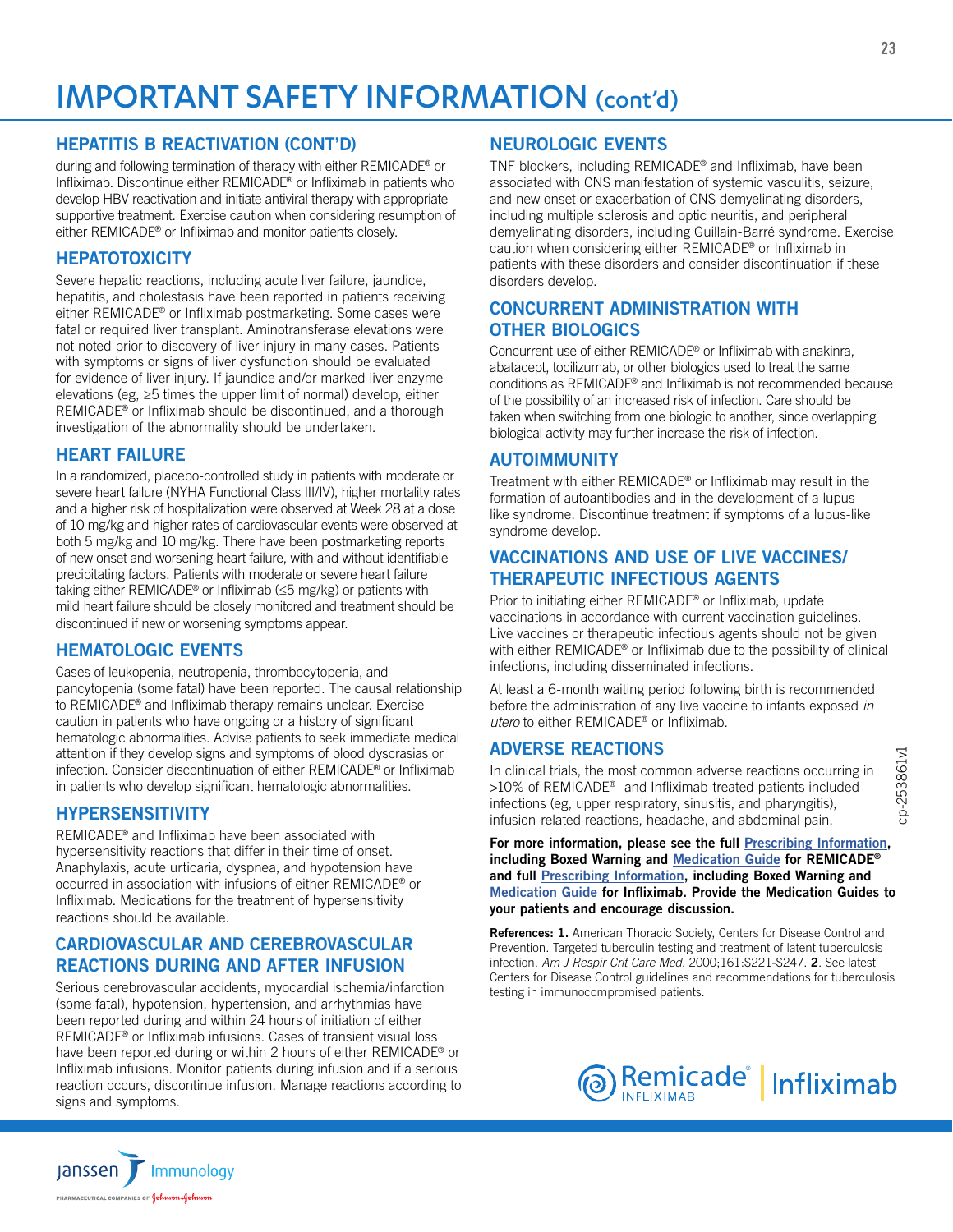# IMPORTANT SAFETY INFORMATION (cont'd)

## HEPATITIS B REACTIVATION (CONT'D)

during and following termination of therapy with either REMICADE® or Infliximab. Discontinue either REMICADE® or Infliximab in patients who develop HBV reactivation and initiate antiviral therapy with appropriate supportive treatment. Exercise caution when considering resumption of either REMICADE® or Infliximab and monitor patients closely.

## HEPATOTOXICITY

Severe hepatic reactions, including acute liver failure, jaundice, hepatitis, and cholestasis have been reported in patients receiving either REMICADE® or Infliximab postmarketing. Some cases were fatal or required liver transplant. Aminotransferase elevations were not noted prior to discovery of liver injury in many cases. Patients with symptoms or signs of liver dysfunction should be evaluated for evidence of liver injury. If jaundice and/or marked liver enzyme elevations (eg, ≥5 times the upper limit of normal) develop, either REMICADE® or Infliximab should be discontinued, and a thorough investigation of the abnormality should be undertaken.

## HEART FAILURE

In a randomized, placebo-controlled study in patients with moderate or severe heart failure (NYHA Functional Class III/IV), higher mortality rates and a higher risk of hospitalization were observed at Week 28 at a dose of 10 mg/kg and higher rates of cardiovascular events were observed at both 5 mg/kg and 10 mg/kg. There have been postmarketing reports of new onset and worsening heart failure, with and without identifiable precipitating factors. Patients with moderate or severe heart failure taking either REMICADE® or Infliximab (≤5 mg/kg) or patients with mild heart failure should be closely monitored and treatment should be discontinued if new or worsening symptoms appear.

## HEMATOLOGIC EVENTS

Cases of leukopenia, neutropenia, thrombocytopenia, and pancytopenia (some fatal) have been reported. The causal relationship to REMICADE® and Infliximab therapy remains unclear. Exercise caution in patients who have ongoing or a history of significant hematologic abnormalities. Advise patients to seek immediate medical attention if they develop signs and symptoms of blood dyscrasias or infection. Consider discontinuation of either REMICADE® or Infliximab in patients who develop significant hematologic abnormalities.

## HYPERSENSITIVITY

REMICADE® and Infliximab have been associated with hypersensitivity reactions that differ in their time of onset. Anaphylaxis, acute urticaria, dyspnea, and hypotension have occurred in association with infusions of either REMICADE® or Infliximab. Medications for the treatment of hypersensitivity reactions should be available.

## CARDIOVASCULAR AND CEREBROVASCULAR REACTIONS DURING AND AFTER INFUSION

Serious cerebrovascular accidents, myocardial ischemia/infarction (some fatal), hypotension, hypertension, and arrhythmias have been reported during and within 24 hours of initiation of either REMICADE® or Infliximab infusions. Cases of transient visual loss have been reported during or within 2 hours of either REMICADE® or Infliximab infusions. Monitor patients during infusion and if a serious reaction occurs, discontinue infusion. Manage reactions according to signs and symptoms.

## NEUROLOGIC EVENTS

TNF blockers, including REMICADE® and Infliximab, have been associated with CNS manifestation of systemic vasculitis, seizure, and new onset or exacerbation of CNS demyelinating disorders, including multiple sclerosis and optic neuritis, and peripheral demyelinating disorders, including Guillain-Barré syndrome. Exercise caution when considering either REMICADE® or Infliximab in patients with these disorders and consider discontinuation if these disorders develop.

## CONCURRENT ADMINISTRATION WITH OTHER BIOLOGICS

Concurrent use of either REMICADE® or Infliximab with anakinra, abatacept, tocilizumab, or other biologics used to treat the same conditions as REMICADE® and Infliximab is not recommended because of the possibility of an increased risk of infection. Care should be taken when switching from one biologic to another, since overlapping biological activity may further increase the risk of infection.

## AUTOIMMUNITY

Treatment with either REMICADE® or Infliximab may result in the formation of autoantibodies and in the development of a lupus-like syndrome. Discontinue treatment if symptoms of a lupus-like syndrome develop.

## VACCINATIONS AND USE OF LIVE VACCINES/THERAPEUTIC INFECTIOUS AGENTS

Prior to initiating either REMICADE® or Infliximab, update vaccinations in accordance with current vaccination guidelines. Live vaccines or therapeutic infectious agents should not be given with either REMICADE® or Infliximab due to the possibility of clinical infections, including disseminated infections.

At least a 6-month waiting period following birth is recommended before the administration of any live vaccine to infants exposed *in utero* to either REMICADE® or Infliximab.

## ADVERSE REACTIONS

In clinical trials, the most common adverse reactions occurring in >10% of REMICADE®- and Infliximab-treated patients included infections (eg, upper respiratory, sinusitis, and pharyngitis), infusion-related reactions, headache, and abdominal pain.

**For more information, please see the full Prescribing Information, including Boxed Warning and Medication Guide for REMICADE® and full Prescribing Information, including Boxed Warning and Medication Guide for Infliximab. Provide the Medication Guides to your patients and encourage discussion.**

**References:** **1.** American Thoracic Society, Centers for Disease Control and Prevention. Targeted tuberculin testing and treatment of latent tuberculosis infection. *Am J Respir Crit Care Med.* 2000;161:S221-S247. **2**. See latest Centers for Disease Control guidelines and recommendations for tuberculosis testing in immunocompromised patients.

cp-253861v1

Remicade® INFLIXIMAB | Infliximab

Janssen Immunology
PHARMACEUTICAL COMPANIES OF Johnson & Johnson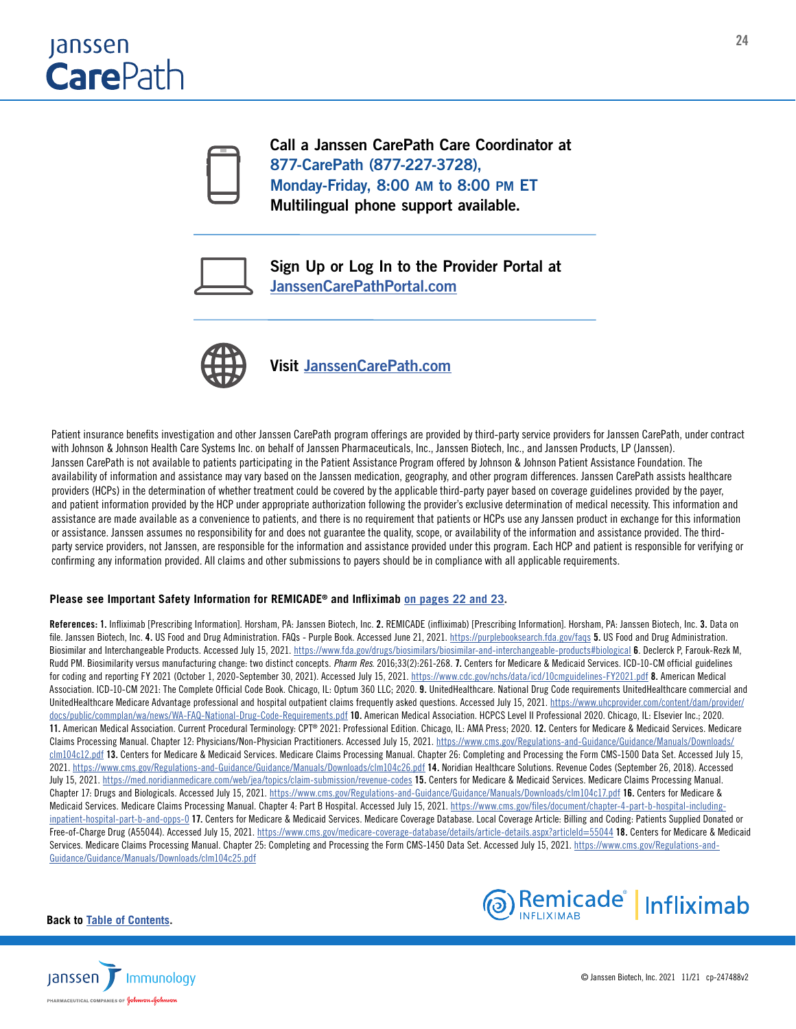**Call a Janssen CarePath Care Coordinator at 877-CarePath (877-227-3728), Monday-Friday, 8:00 AM to 8:00 PM ET**
**Multilingual phone support available.**

**Sign Up or Log In to the Provider Portal at JanssenCarePathPortal.com**

**Visit JanssenCarePath.com**

Patient insurance benefits investigation and other Janssen CarePath program offerings are provided by third-party service providers for Janssen CarePath, under contract with Johnson & Johnson Health Care Systems Inc. on behalf of Janssen Pharmaceuticals, Inc., Janssen Biotech, Inc., and Janssen Products, LP (Janssen). Janssen CarePath is not available to patients participating in the Patient Assistance Program offered by Johnson & Johnson Patient Assistance Foundation. The availability of information and assistance may vary based on the Janssen medication, geography, and other program differences. Janssen CarePath assists healthcare providers (HCPs) in the determination of whether treatment could be covered by the applicable third-party payer based on coverage guidelines provided by the payer, and patient information provided by the HCP under appropriate authorization following the provider's exclusive determination of medical necessity. This information and assistance are made available as a convenience to patients, and there is no requirement that patients or HCPs use any Janssen product in exchange for this information or assistance. Janssen assumes no responsibility for and does not guarantee the quality, scope, or availability of the information and assistance provided. The third-party service providers, not Janssen, are responsible for the information and assistance provided under this program. Each HCP and patient is responsible for verifying or confirming any information provided. All claims and other submissions to payers should be in compliance with all applicable requirements.

**Please see Important Safety Information for REMICADE® and Infliximab on pages 22 and 23.**

**References: 1.** Infliximab [Prescribing Information]. Horsham, PA: Janssen Biotech, Inc. **2.** REMICADE (infliximab) [Prescribing Information]. Horsham, PA: Janssen Biotech, Inc. **3.** Data on file. Janssen Biotech, Inc. **4.** US Food and Drug Administration. FAQs - Purple Book. Accessed June 21, 2021. https://purplebooksearch.fda.gov/faqs **5.** US Food and Drug Administration. Biosimilar and Interchangeable Products. Accessed July 15, 2021. https://www.fda.gov/drugs/biosimilars/biosimilar-and-interchangeable-products#biological **6.** Declerck P, Farouk-Rezk M, Rudd PM. Biosimilarity versus manufacturing change: two distinct concepts. *Pharm Res.* 2016;33(2):261-268. **7.** Centers for Medicare & Medicaid Services. ICD-10-CM official guidelines for coding and reporting FY 2021 (October 1, 2020-September 30, 2021). Accessed July 15, 2021. https://www.cdc.gov/nchs/data/icd/10cmguidelines-FY2021.pdf **8.** American Medical Association. ICD-10-CM 2021: The Complete Official Code Book. Chicago, IL: Optum 360 LLC; 2020. **9.** UnitedHealthcare. National Drug Code requirements UnitedHealthcare commercial and UnitedHealthcare Medicare Advantage professional and hospital outpatient claims frequently asked questions. Accessed July 15, 2021. https://www.uhcprovider.com/content/dam/provider/docs/public/commplan/wa/news/WA-FAQ-National-Drug-Code-Requirements.pdf **10.** American Medical Association. HCPCS Level II Professional 2020. Chicago, IL: Elsevier Inc.; 2020. **11.** American Medical Association. Current Procedural Terminology: CPT® 2021: Professional Edition. Chicago, IL: AMA Press; 2020. **12.** Centers for Medicare & Medicaid Services. Medicare Claims Processing Manual. Chapter 12: Physicians/Non-Physician Practitioners. Accessed July 15, 2021. https://www.cms.gov/Regulations-and-Guidance/Guidance/Manuals/Downloads/clm104c12.pdf **13.** Centers for Medicare & Medicaid Services. Medicare Claims Processing Manual. Chapter 26: Completing and Processing the Form CMS-1500 Data Set. Accessed July 15, 2021. https://www.cms.gov/Regulations-and-Guidance/Guidance/Manuals/Downloads/clm104c26.pdf **14.** Noridian Healthcare Solutions. Revenue Codes (September 26, 2018). Accessed July 15, 2021. https://med.noridianmedicare.com/web/jea/topics/claim-submission/revenue-codes **15.** Centers for Medicare & Medicaid Services. Medicare Claims Processing Manual. Chapter 17: Drugs and Biologicals. Accessed July 15, 2021. https://www.cms.gov/Regulations-and-Guidance/Guidance/Manuals/Downloads/clm104c17.pdf **16.** Centers for Medicare & Medicaid Services. Medicare Claims Processing Manual. Chapter 4: Part B Hospital. Accessed July 15, 2021. https://www.cms.gov/files/document/chapter-4-part-b-hospital-including-inpatient-hospital-part-b-and-opps-0 **17.** Centers for Medicare & Medicaid Services. Medicare Coverage Database. Local Coverage Article: Billing and Coding: Patients Supplied Donated or Free-of-Charge Drug (A55044). Accessed July 15, 2021. https://www.cms.gov/medicare-coverage-database/details/article-details.aspx?articleId=55044 **18.** Centers for Medicare & Medicaid Services. Medicare Claims Processing Manual. Chapter 25: Completing and Processing the Form CMS-1450 Data Set. Accessed July 15, 2021. https://www.cms.gov/Regulations-and-Guidance/Guidance/Manuals/Downloads/clm104c25.pdf

**Back to Table of Contents.**

© Janssen Biotech, Inc. 2021 11/21 cp-247488v2